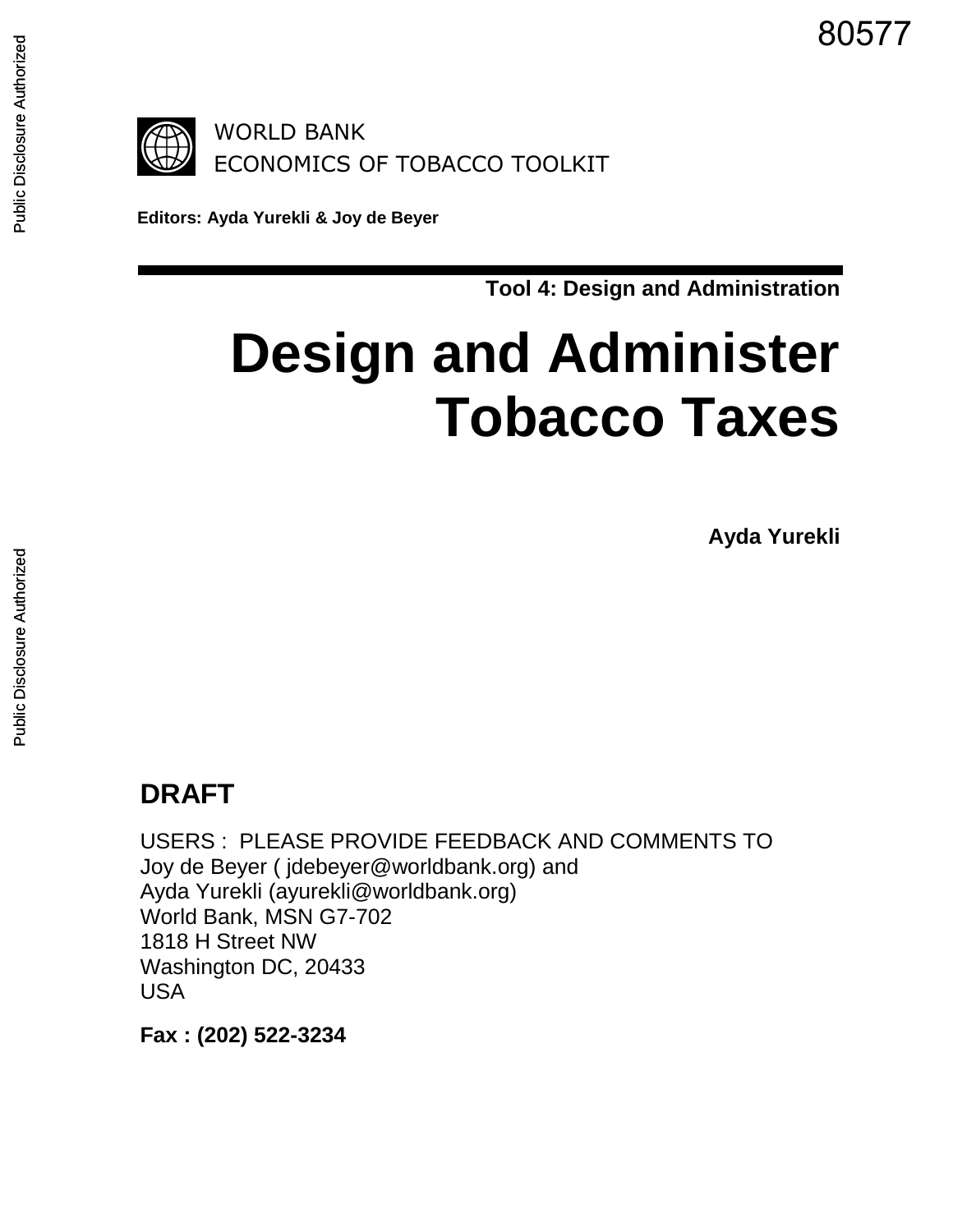80577

WORLD BANK
ECONOMICS OF TOBACCO TOOLKIT

**Editors: Ayda Yurekli & Joy de Beyer**

**Tool 4: Design and Administration**

# Design and Administer Tobacco Taxes

**Ayda Yurekli**

## DRAFT

USERS : PLEASE PROVIDE FEEDBACK AND COMMENTS TO
Joy de Beyer ( jdebeyer@worldbank.org) and
Ayda Yurekli (ayurekli@worldbank.org)
World Bank, MSN G7-702
1818 H Street NW
Washington DC, 20433
USA

**Fax : (202) 522-3234**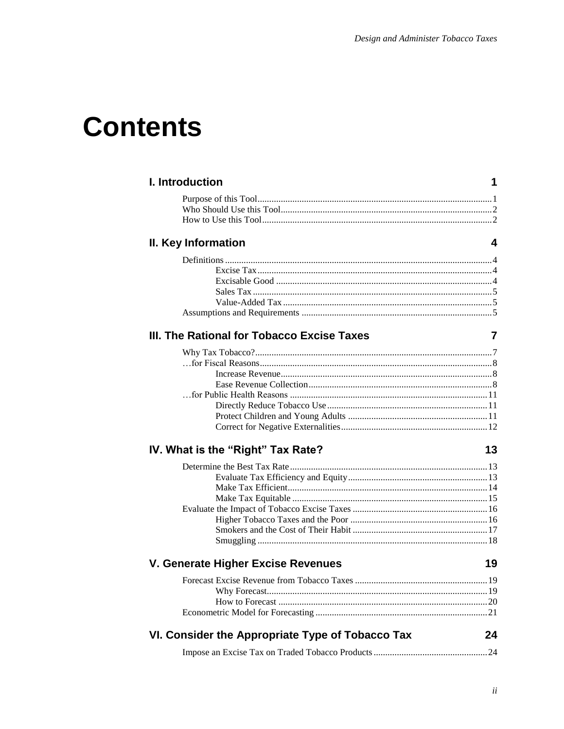# Contents

| | |
|---|---|
| **I. Introduction** | **1** |
| Purpose of this Tool | 1 |
| Who Should Use this Tool | 2 |
| How to Use this Tool | 2 |
| **II. Key Information** | **4** |
| Definitions | 4 |
| Excise Tax | 4 |
| Excisable Good | 4 |
| Sales Tax | 5 |
| Value-Added Tax | 5 |
| Assumptions and Requirements | 5 |
| **III. The Rational for Tobacco Excise Taxes** | **7** |
| Why Tax Tobacco? | 7 |
| …for Fiscal Reasons | 8 |
| Increase Revenue | 8 |
| Ease Revenue Collection | 8 |
| …for Public Health Reasons | 11 |
| Directly Reduce Tobacco Use | 11 |
| Protect Children and Young Adults | 11 |
| Correct for Negative Externalities | 12 |
| **IV. What is the "Right" Tax Rate?** | **13** |
| Determine the Best Tax Rate | 13 |
| Evaluate Tax Efficiency and Equity | 13 |
| Make Tax Efficient | 14 |
| Make Tax Equitable | 15 |
| Evaluate the Impact of Tobacco Excise Taxes | 16 |
| Higher Tobacco Taxes and the Poor | 16 |
| Smokers and the Cost of Their Habit | 17 |
| Smuggling | 18 |
| **V. Generate Higher Excise Revenues** | **19** |
| Forecast Excise Revenue from Tobacco Taxes | 19 |
| Why Forecast | 19 |
| How to Forecast | 20 |
| Econometric Model for Forecasting | 21 |
| **VI. Consider the Appropriate Type of Tobacco Tax** | **24** |
| Impose an Excise Tax on Traded Tobacco Products | 24 |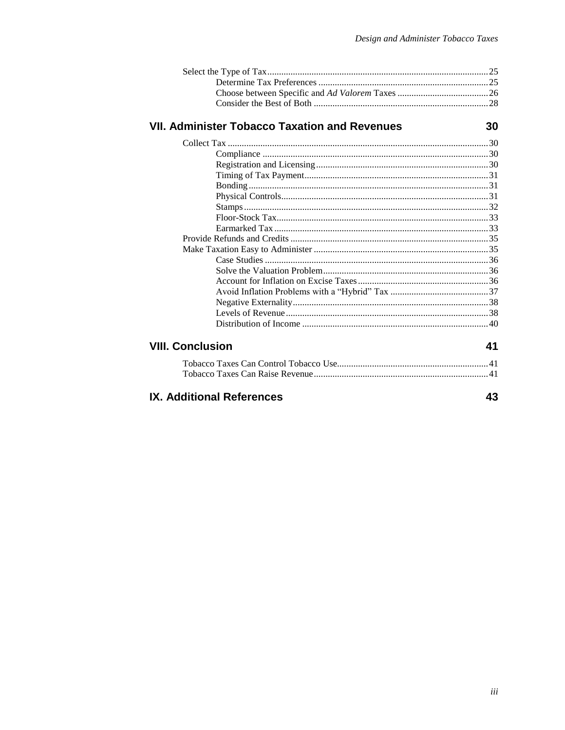Select the Type of Tax ........ 25
    Determine Tax Preferences ........ 25
    Choose between Specific and *Ad Valorem* Taxes ........ 26
    Consider the Best of Both ........ 28

## VII. Administer Tobacco Taxation and Revenues 30

Collect Tax ........ 30
    Compliance ........ 30
    Registration and Licensing ........ 30
    Timing of Tax Payment ........ 31
    Bonding ........ 31
    Physical Controls ........ 31
    Stamps ........ 32
    Floor-Stock Tax ........ 33
    Earmarked Tax ........ 33
Provide Refunds and Credits ........ 35
Make Taxation Easy to Administer ........ 35
    Case Studies ........ 36
    Solve the Valuation Problem ........ 36
    Account for Inflation on Excise Taxes ........ 36
    Avoid Inflation Problems with a "Hybrid" Tax ........ 37
    Negative Externality ........ 38
    Levels of Revenue ........ 38
    Distribution of Income ........ 40

## VIII. Conclusion 41

Tobacco Taxes Can Control Tobacco Use ........ 41
Tobacco Taxes Can Raise Revenue ........ 41

## IX. Additional References 43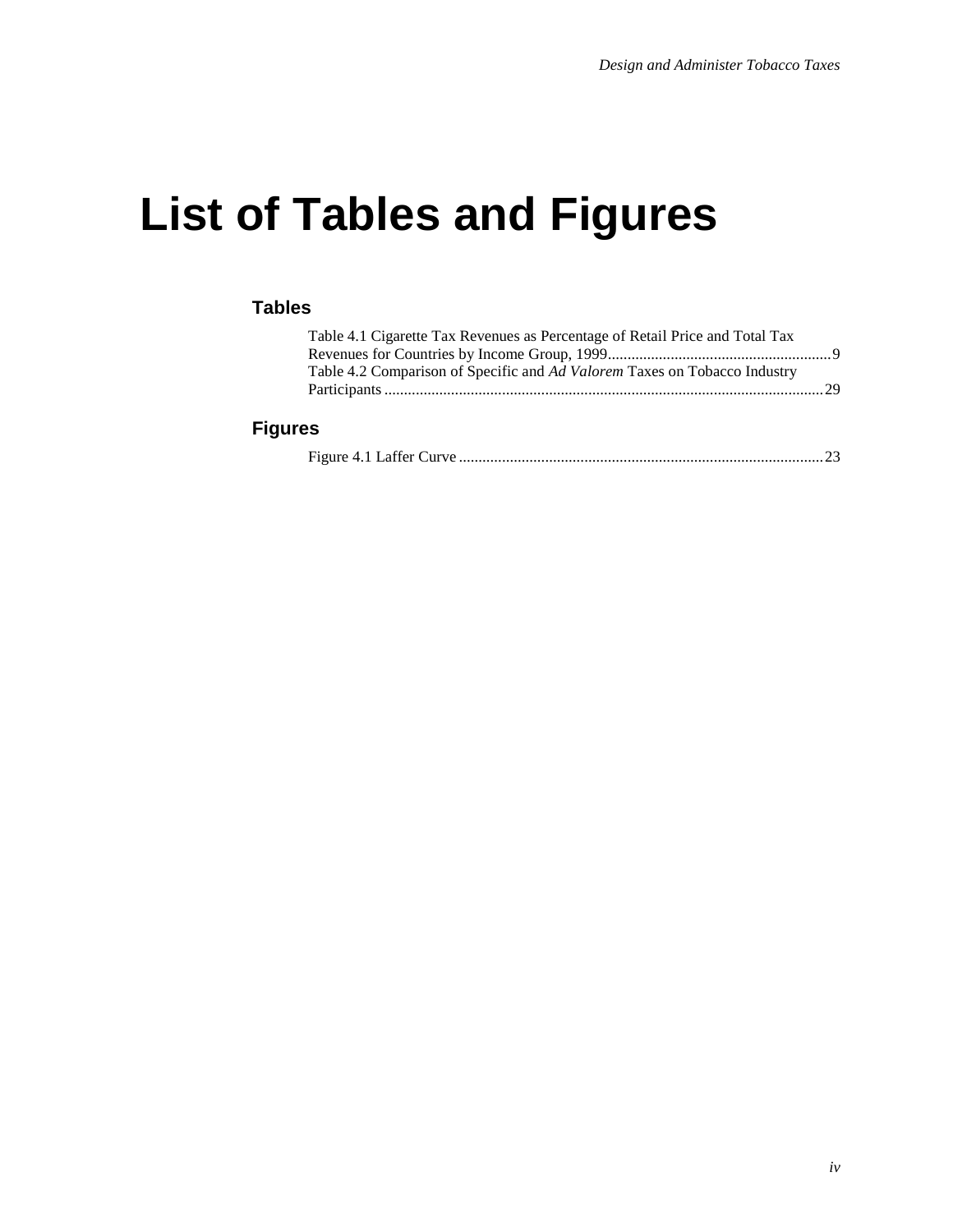# List of Tables and Figures

## Tables

Table 4.1 Cigarette Tax Revenues as Percentage of Retail Price and Total Tax Revenues for Countries by Income Group, 1999 ......................................................... 9

Table 4.2 Comparison of Specific and *Ad Valorem* Taxes on Tobacco Industry Participants ............................................................................................................... 29

## Figures

Figure 4.1 Laffer Curve ............................................................................................ 23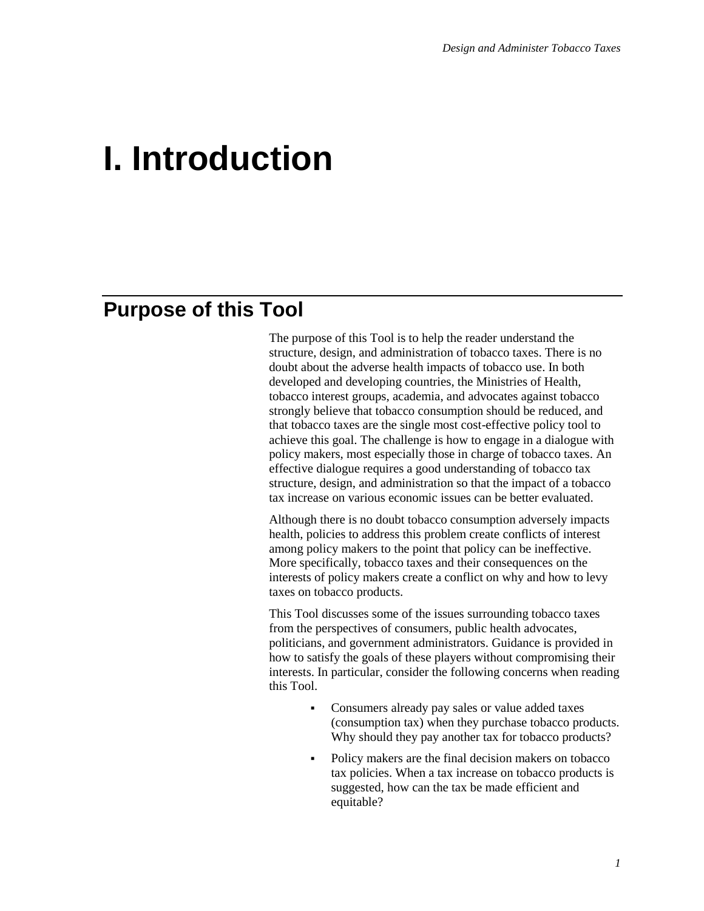# I. Introduction

## Purpose of this Tool

The purpose of this Tool is to help the reader understand the structure, design, and administration of tobacco taxes. There is no doubt about the adverse health impacts of tobacco use. In both developed and developing countries, the Ministries of Health, tobacco interest groups, academia, and advocates against tobacco strongly believe that tobacco consumption should be reduced, and that tobacco taxes are the single most cost-effective policy tool to achieve this goal. The challenge is how to engage in a dialogue with policy makers, most especially those in charge of tobacco taxes. An effective dialogue requires a good understanding of tobacco tax structure, design, and administration so that the impact of a tobacco tax increase on various economic issues can be better evaluated.

Although there is no doubt tobacco consumption adversely impacts health, policies to address this problem create conflicts of interest among policy makers to the point that policy can be ineffective. More specifically, tobacco taxes and their consequences on the interests of policy makers create a conflict on why and how to levy taxes on tobacco products.

This Tool discusses some of the issues surrounding tobacco taxes from the perspectives of consumers, public health advocates, politicians, and government administrators. Guidance is provided in how to satisfy the goals of these players without compromising their interests. In particular, consider the following concerns when reading this Tool.

- Consumers already pay sales or value added taxes (consumption tax) when they purchase tobacco products. Why should they pay another tax for tobacco products?
- Policy makers are the final decision makers on tobacco tax policies. When a tax increase on tobacco products is suggested, how can the tax be made efficient and equitable?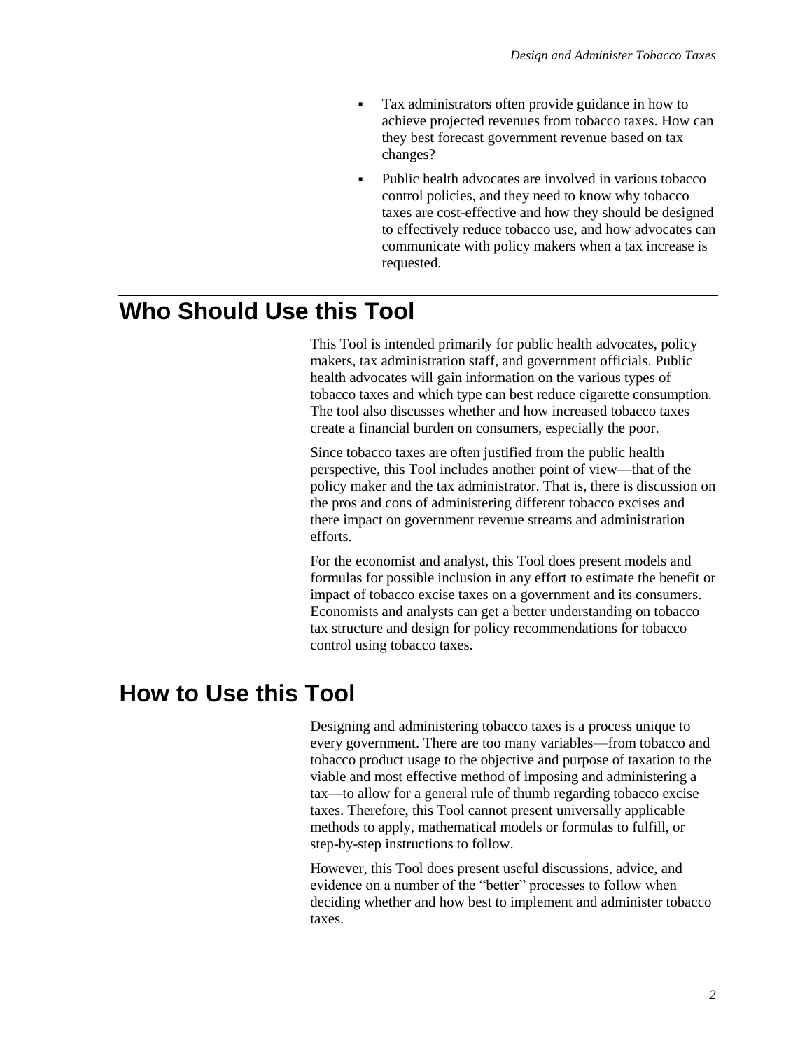- Tax administrators often provide guidance in how to achieve projected revenues from tobacco taxes. How can they best forecast government revenue based on tax changes?
- Public health advocates are involved in various tobacco control policies, and they need to know why tobacco taxes are cost-effective and how they should be designed to effectively reduce tobacco use, and how advocates can communicate with policy makers when a tax increase is requested.

# Who Should Use this Tool

This Tool is intended primarily for public health advocates, policy makers, tax administration staff, and government officials. Public health advocates will gain information on the various types of tobacco taxes and which type can best reduce cigarette consumption. The tool also discusses whether and how increased tobacco taxes create a financial burden on consumers, especially the poor.

Since tobacco taxes are often justified from the public health perspective, this Tool includes another point of view—that of the policy maker and the tax administrator. That is, there is discussion on the pros and cons of administering different tobacco excises and there impact on government revenue streams and administration efforts.

For the economist and analyst, this Tool does present models and formulas for possible inclusion in any effort to estimate the benefit or impact of tobacco excise taxes on a government and its consumers. Economists and analysts can get a better understanding on tobacco tax structure and design for policy recommendations for tobacco control using tobacco taxes.

# How to Use this Tool

Designing and administering tobacco taxes is a process unique to every government. There are too many variables—from tobacco and tobacco product usage to the objective and purpose of taxation to the viable and most effective method of imposing and administering a tax—to allow for a general rule of thumb regarding tobacco excise taxes. Therefore, this Tool cannot present universally applicable methods to apply, mathematical models or formulas to fulfill, or step-by-step instructions to follow.

However, this Tool does present useful discussions, advice, and evidence on a number of the "better" processes to follow when deciding whether and how best to implement and administer tobacco taxes.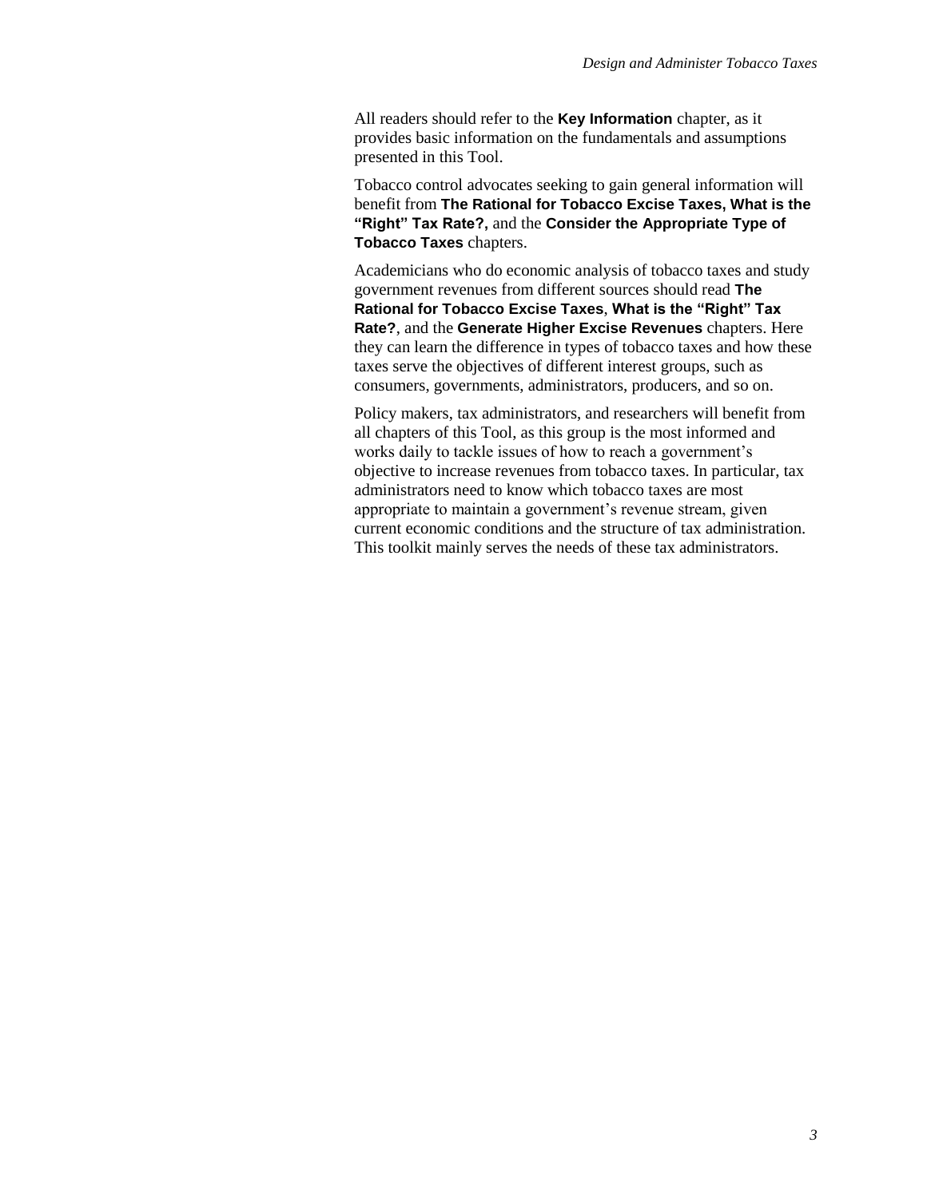All readers should refer to the **Key Information** chapter, as it provides basic information on the fundamentals and assumptions presented in this Tool.

Tobacco control advocates seeking to gain general information will benefit from **The Rational for Tobacco Excise Taxes, What is the "Right" Tax Rate?,** and the **Consider the Appropriate Type of Tobacco Taxes** chapters.

Academicians who do economic analysis of tobacco taxes and study government revenues from different sources should read **The Rational for Tobacco Excise Taxes**, **What is the "Right" Tax Rate?**, and the **Generate Higher Excise Revenues** chapters. Here they can learn the difference in types of tobacco taxes and how these taxes serve the objectives of different interest groups, such as consumers, governments, administrators, producers, and so on.

Policy makers, tax administrators, and researchers will benefit from all chapters of this Tool, as this group is the most informed and works daily to tackle issues of how to reach a government's objective to increase revenues from tobacco taxes. In particular, tax administrators need to know which tobacco taxes are most appropriate to maintain a government's revenue stream, given current economic conditions and the structure of tax administration. This toolkit mainly serves the needs of these tax administrators.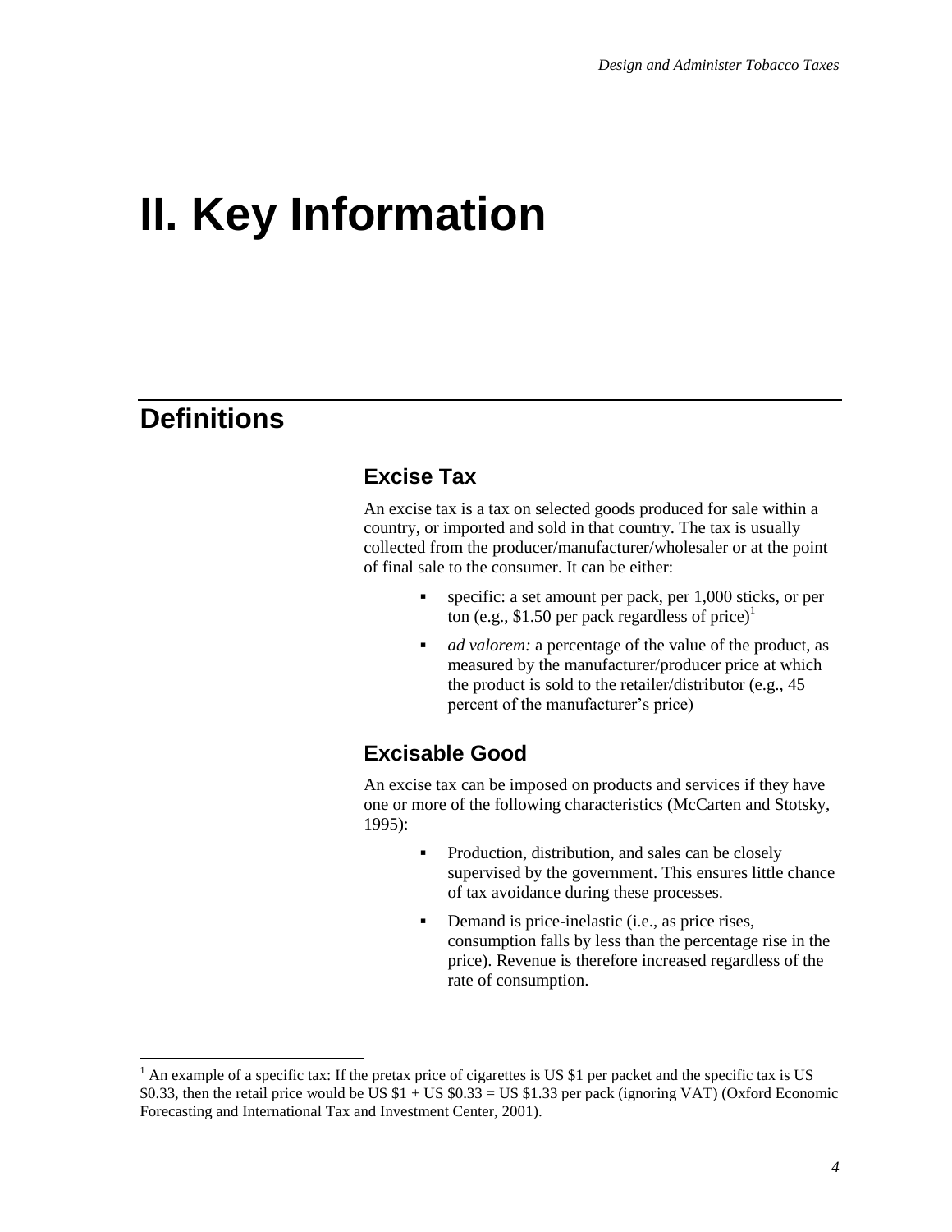# II. Key Information

## Definitions

### Excise Tax

An excise tax is a tax on selected goods produced for sale within a country, or imported and sold in that country. The tax is usually collected from the producer/manufacturer/wholesaler or at the point of final sale to the consumer. It can be either:

- specific: a set amount per pack, per 1,000 sticks, or per ton (e.g., $1.50 per pack regardless of price)[1]
- *ad valorem:* a percentage of the value of the product, as measured by the manufacturer/producer price at which the product is sold to the retailer/distributor (e.g., 45 percent of the manufacturer's price)

### Excisable Good

An excise tax can be imposed on products and services if they have one or more of the following characteristics (McCarten and Stotsky, 1995):

- Production, distribution, and sales can be closely supervised by the government. This ensures little chance of tax avoidance during these processes.
- Demand is price-inelastic (i.e., as price rises, consumption falls by less than the percentage rise in the price). Revenue is therefore increased regardless of the rate of consumption.

---

[1] An example of a specific tax: If the pretax price of cigarettes is US $1 per packet and the specific tax is US $0.33, then the retail price would be US $1 + US $0.33 = US $1.33 per pack (ignoring VAT) (Oxford Economic Forecasting and International Tax and Investment Center, 2001).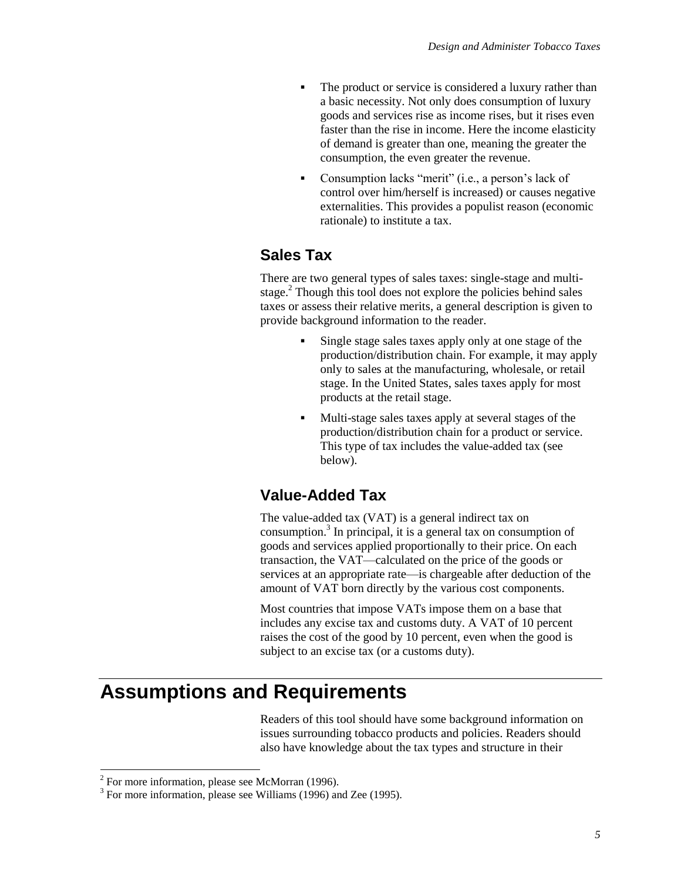- The product or service is considered a luxury rather than a basic necessity. Not only does consumption of luxury goods and services rise as income rises, but it rises even faster than the rise in income. Here the income elasticity of demand is greater than one, meaning the greater the consumption, the even greater the revenue.
- Consumption lacks "merit" (i.e., a person's lack of control over him/herself is increased) or causes negative externalities. This provides a populist reason (economic rationale) to institute a tax.

## Sales Tax

There are two general types of sales taxes: single-stage and multi-stage.[2] Though this tool does not explore the policies behind sales taxes or assess their relative merits, a general description is given to provide background information to the reader.

- Single stage sales taxes apply only at one stage of the production/distribution chain. For example, it may apply only to sales at the manufacturing, wholesale, or retail stage. In the United States, sales taxes apply for most products at the retail stage.
- Multi-stage sales taxes apply at several stages of the production/distribution chain for a product or service. This type of tax includes the value-added tax (see below).

## Value-Added Tax

The value-added tax (VAT) is a general indirect tax on consumption.[3] In principal, it is a general tax on consumption of goods and services applied proportionally to their price. On each transaction, the VAT—calculated on the price of the goods or services at an appropriate rate—is chargeable after deduction of the amount of VAT born directly by the various cost components.

Most countries that impose VATs impose them on a base that includes any excise tax and customs duty. A VAT of 10 percent raises the cost of the good by 10 percent, even when the good is subject to an excise tax (or a customs duty).

# Assumptions and Requirements

Readers of this tool should have some background information on issues surrounding tobacco products and policies. Readers should also have knowledge about the tax types and structure in their

[2] For more information, please see McMorran (1996).

[3] For more information, please see Williams (1996) and Zee (1995).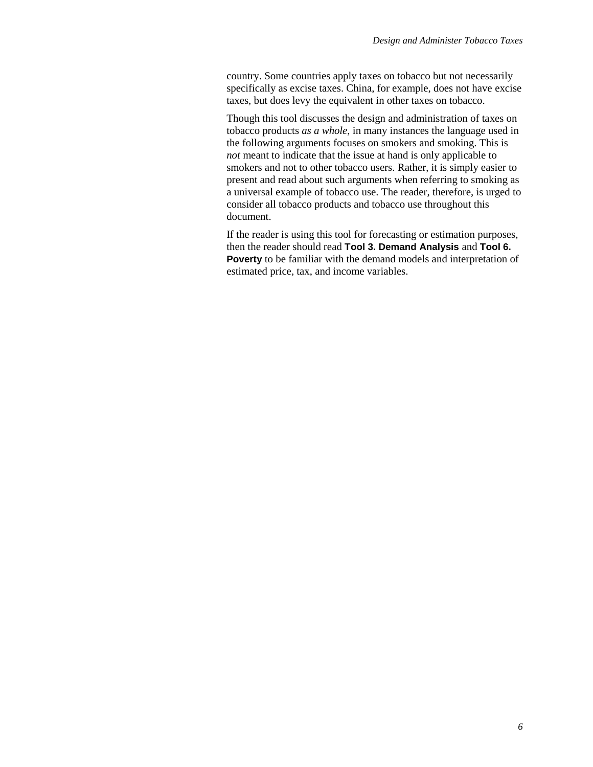country. Some countries apply taxes on tobacco but not necessarily specifically as excise taxes. China, for example, does not have excise taxes, but does levy the equivalent in other taxes on tobacco.

Though this tool discusses the design and administration of taxes on tobacco products *as a whole*, in many instances the language used in the following arguments focuses on smokers and smoking. This is *not* meant to indicate that the issue at hand is only applicable to smokers and not to other tobacco users. Rather, it is simply easier to present and read about such arguments when referring to smoking as a universal example of tobacco use. The reader, therefore, is urged to consider all tobacco products and tobacco use throughout this document.

If the reader is using this tool for forecasting or estimation purposes, then the reader should read **Tool 3. Demand Analysis** and **Tool 6. Poverty** to be familiar with the demand models and interpretation of estimated price, tax, and income variables.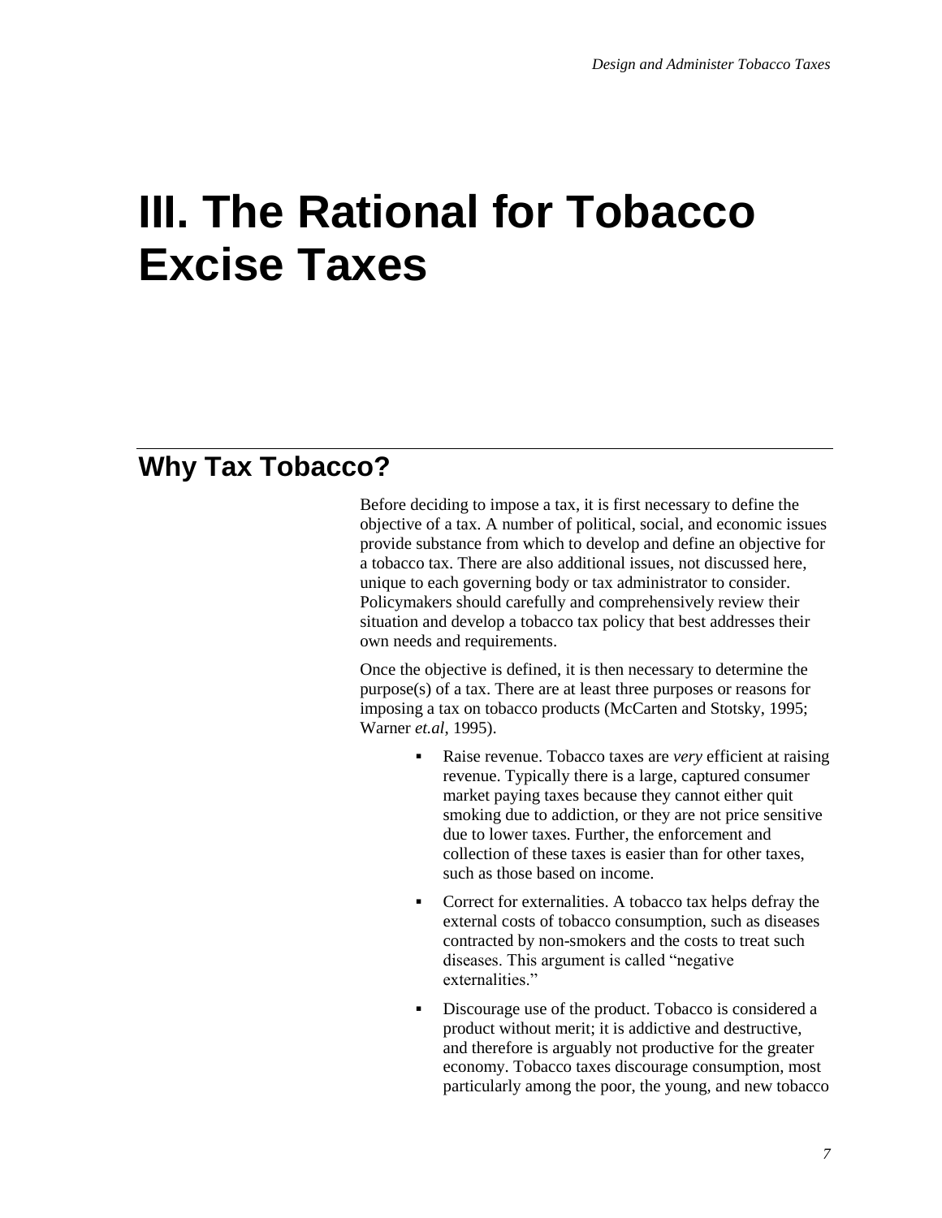# III. The Rational for Tobacco Excise Taxes

## Why Tax Tobacco?

Before deciding to impose a tax, it is first necessary to define the objective of a tax. A number of political, social, and economic issues provide substance from which to develop and define an objective for a tobacco tax. There are also additional issues, not discussed here, unique to each governing body or tax administrator to consider. Policymakers should carefully and comprehensively review their situation and develop a tobacco tax policy that best addresses their own needs and requirements.

Once the objective is defined, it is then necessary to determine the purpose(s) of a tax. There are at least three purposes or reasons for imposing a tax on tobacco products (McCarten and Stotsky, 1995; Warner *et.al*, 1995).

- Raise revenue. Tobacco taxes are *very* efficient at raising revenue. Typically there is a large, captured consumer market paying taxes because they cannot either quit smoking due to addiction, or they are not price sensitive due to lower taxes. Further, the enforcement and collection of these taxes is easier than for other taxes, such as those based on income.
- Correct for externalities. A tobacco tax helps defray the external costs of tobacco consumption, such as diseases contracted by non-smokers and the costs to treat such diseases. This argument is called "negative externalities."
- Discourage use of the product. Tobacco is considered a product without merit; it is addictive and destructive, and therefore is arguably not productive for the greater economy. Tobacco taxes discourage consumption, most particularly among the poor, the young, and new tobacco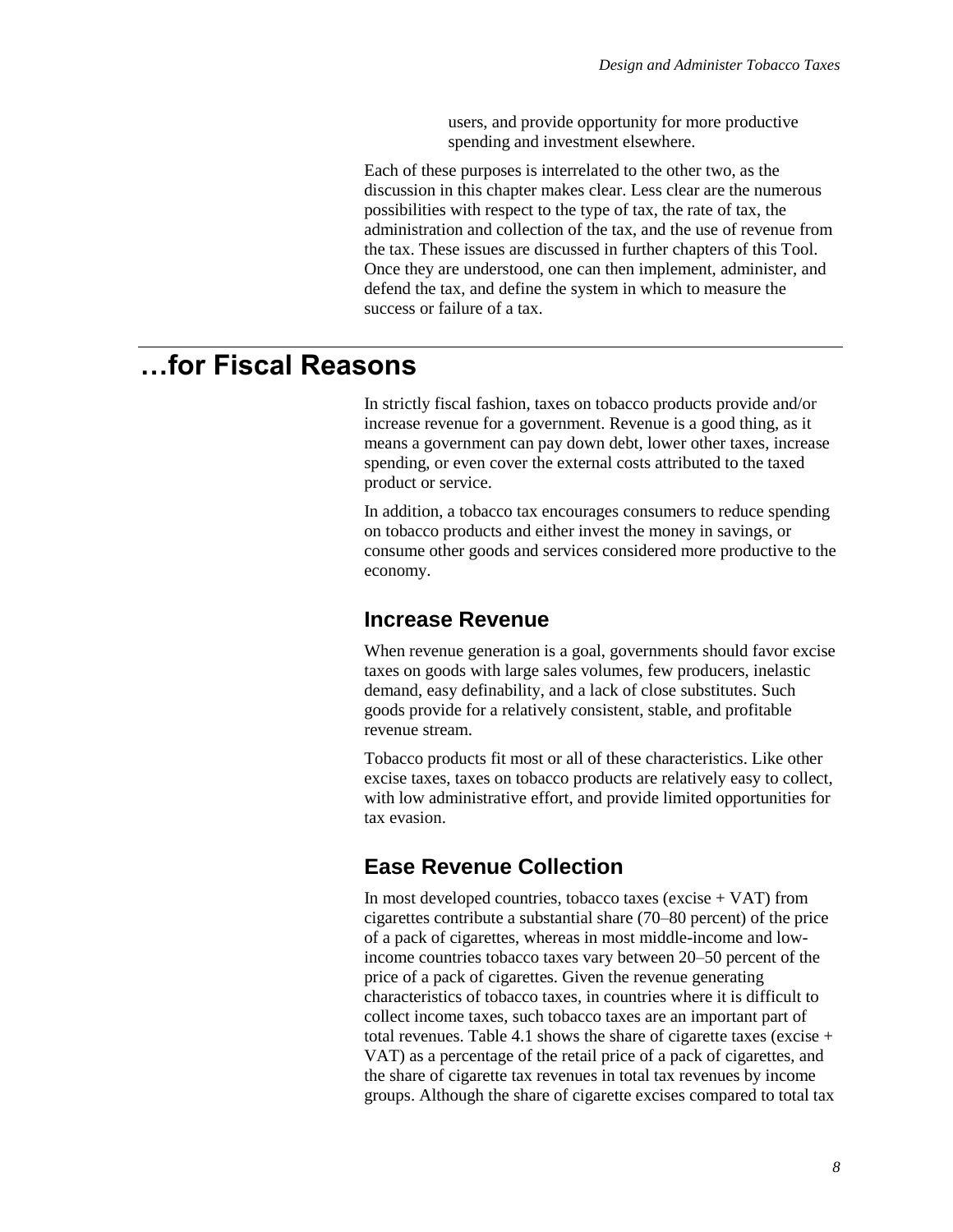users, and provide opportunity for more productive spending and investment elsewhere.

Each of these purposes is interrelated to the other two, as the discussion in this chapter makes clear. Less clear are the numerous possibilities with respect to the type of tax, the rate of tax, the administration and collection of the tax, and the use of revenue from the tax. These issues are discussed in further chapters of this Tool. Once they are understood, one can then implement, administer, and defend the tax, and define the system in which to measure the success or failure of a tax.

# …for Fiscal Reasons

In strictly fiscal fashion, taxes on tobacco products provide and/or increase revenue for a government. Revenue is a good thing, as it means a government can pay down debt, lower other taxes, increase spending, or even cover the external costs attributed to the taxed product or service.

In addition, a tobacco tax encourages consumers to reduce spending on tobacco products and either invest the money in savings, or consume other goods and services considered more productive to the economy.

## Increase Revenue

When revenue generation is a goal, governments should favor excise taxes on goods with large sales volumes, few producers, inelastic demand, easy definability, and a lack of close substitutes. Such goods provide for a relatively consistent, stable, and profitable revenue stream.

Tobacco products fit most or all of these characteristics. Like other excise taxes, taxes on tobacco products are relatively easy to collect, with low administrative effort, and provide limited opportunities for tax evasion.

## Ease Revenue Collection

In most developed countries, tobacco taxes (excise + VAT) from cigarettes contribute a substantial share (70–80 percent) of the price of a pack of cigarettes, whereas in most middle-income and low-income countries tobacco taxes vary between 20–50 percent of the price of a pack of cigarettes. Given the revenue generating characteristics of tobacco taxes, in countries where it is difficult to collect income taxes, such tobacco taxes are an important part of total revenues. Table 4.1 shows the share of cigarette taxes (excise + VAT) as a percentage of the retail price of a pack of cigarettes, and the share of cigarette tax revenues in total tax revenues by income groups. Although the share of cigarette excises compared to total tax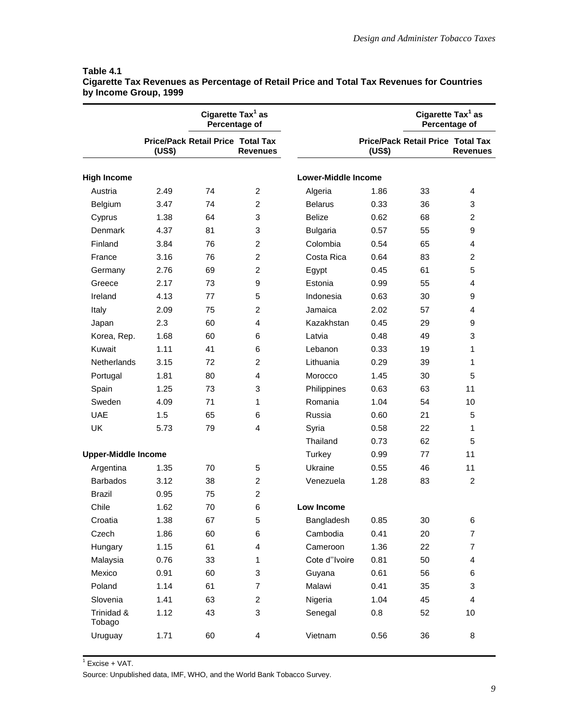**Table 4.1**
**Cigarette Tax Revenues as Percentage of Retail Price and Total Tax Revenues for Countries by Income Group, 1999**

| | | Cigarette Tax[1] as Percentage of | | | | Cigarette Tax[1] as Percentage of | |
|---|---|---|---|---|---|---|---|
| | Price/Pack (US$) | Retail Price | Total Tax Revenues | | Price/Pack (US$) | Retail Price | Total Tax Revenues |
| **High Income** | | | | **Lower-Middle Income** | | | |
| Austria | 2.49 | 74 | 2 | Algeria | 1.86 | 33 | 4 |
| Belgium | 3.47 | 74 | 2 | Belarus | 0.33 | 36 | 3 |
| Cyprus | 1.38 | 64 | 3 | Belize | 0.62 | 68 | 2 |
| Denmark | 4.37 | 81 | 3 | Bulgaria | 0.57 | 55 | 9 |
| Finland | 3.84 | 76 | 2 | Colombia | 0.54 | 65 | 4 |
| France | 3.16 | 76 | 2 | Costa Rica | 0.64 | 83 | 2 |
| Germany | 2.76 | 69 | 2 | Egypt | 0.45 | 61 | 5 |
| Greece | 2.17 | 73 | 9 | Estonia | 0.99 | 55 | 4 |
| Ireland | 4.13 | 77 | 5 | Indonesia | 0.63 | 30 | 9 |
| Italy | 2.09 | 75 | 2 | Jamaica | 2.02 | 57 | 4 |
| Japan | 2.3 | 60 | 4 | Kazakhstan | 0.45 | 29 | 9 |
| Korea, Rep. | 1.68 | 60 | 6 | Latvia | 0.48 | 49 | 3 |
| Kuwait | 1.11 | 41 | 6 | Lebanon | 0.33 | 19 | 1 |
| Netherlands | 3.15 | 72 | 2 | Lithuania | 0.29 | 39 | 1 |
| Portugal | 1.81 | 80 | 4 | Morocco | 1.45 | 30 | 5 |
| Spain | 1.25 | 73 | 3 | Philippines | 0.63 | 63 | 11 |
| Sweden | 4.09 | 71 | 1 | Romania | 1.04 | 54 | 10 |
| UAE | 1.5 | 65 | 6 | Russia | 0.60 | 21 | 5 |
| UK | 5.73 | 79 | 4 | Syria | 0.58 | 22 | 1 |
| | | | | Thailand | 0.73 | 62 | 5 |
| **Upper-Middle Income** | | | | Turkey | 0.99 | 77 | 11 |
| Argentina | 1.35 | 70 | 5 | Ukraine | 0.55 | 46 | 11 |
| Barbados | 3.12 | 38 | 2 | Venezuela | 1.28 | 83 | 2 |
| Brazil | 0.95 | 75 | 2 | | | | |
| Chile | 1.62 | 70 | 6 | **Low Income** | | | |
| Croatia | 1.38 | 67 | 5 | Bangladesh | 0.85 | 30 | 6 |
| Czech | 1.86 | 60 | 6 | Cambodia | 0.41 | 20 | 7 |
| Hungary | 1.15 | 61 | 4 | Cameroon | 1.36 | 22 | 7 |
| Malaysia | 0.76 | 33 | 1 | Cote d''Ivoire | 0.81 | 50 | 4 |
| Mexico | 0.91 | 60 | 3 | Guyana | 0.61 | 56 | 6 |
| Poland | 1.14 | 61 | 7 | Malawi | 0.41 | 35 | 3 |
| Slovenia | 1.41 | 63 | 2 | Nigeria | 1.04 | 45 | 4 |
| Trinidad & Tobago | 1.12 | 43 | 3 | Senegal | 0.8 | 52 | 10 |
| Uruguay | 1.71 | 60 | 4 | Vietnam | 0.56 | 36 | 8 |

[1] Excise + VAT.

Source: Unpublished data, IMF, WHO, and the World Bank Tobacco Survey.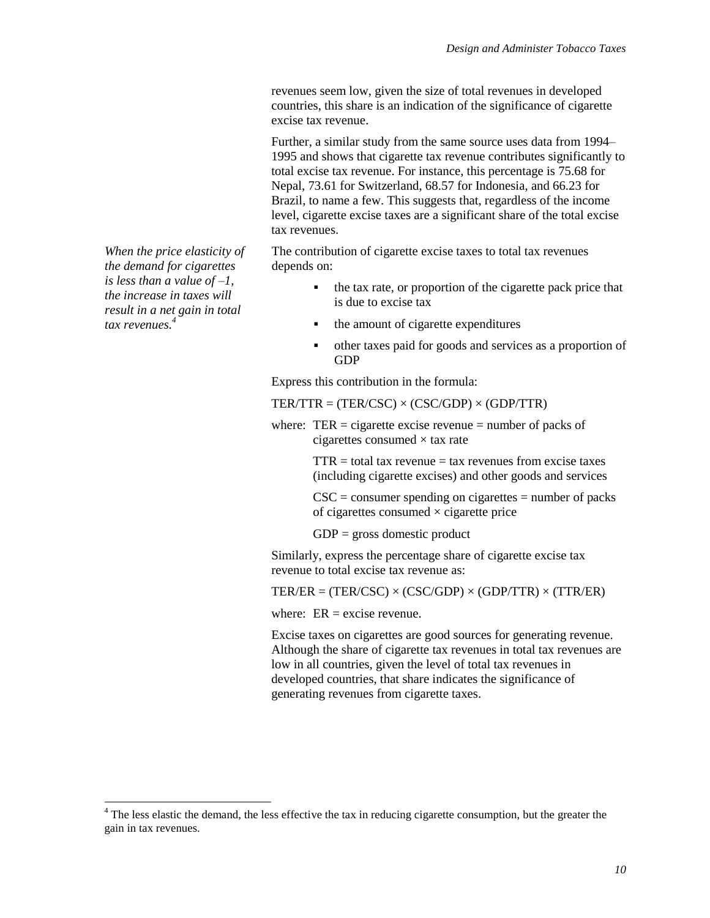revenues seem low, given the size of total revenues in developed countries, this share is an indication of the significance of cigarette excise tax revenue.

Further, a similar study from the same source uses data from 1994–1995 and shows that cigarette tax revenue contributes significantly to total excise tax revenue. For instance, this percentage is 75.68 for Nepal, 73.61 for Switzerland, 68.57 for Indonesia, and 66.23 for Brazil, to name a few. This suggests that, regardless of the income level, cigarette excise taxes are a significant share of the total excise tax revenues.

*When the price elasticity of the demand for cigarettes is less than a value of –1, the increase in taxes will result in a net gain in total tax revenues.*[4]

The contribution of cigarette excise taxes to total tax revenues depends on:

- the tax rate, or proportion of the cigarette pack price that is due to excise tax
- the amount of cigarette expenditures
- other taxes paid for goods and services as a proportion of GDP

Express this contribution in the formula:

$$TER/TTR = (TER/CSC) \times (CSC/GDP) \times (GDP/TTR)$$

where: TER = cigarette excise revenue = number of packs of cigarettes consumed × tax rate

TTR = total tax revenue = tax revenues from excise taxes (including cigarette excises) and other goods and services

CSC = consumer spending on cigarettes = number of packs of cigarettes consumed × cigarette price

GDP = gross domestic product

Similarly, express the percentage share of cigarette excise tax revenue to total excise tax revenue as:

$$TER/ER = (TER/CSC) \times (CSC/GDP) \times (GDP/TTR) \times (TTR/ER)$$

where: ER = excise revenue.

Excise taxes on cigarettes are good sources for generating revenue. Although the share of cigarette tax revenues in total tax revenues are low in all countries, given the level of total tax revenues in developed countries, that share indicates the significance of generating revenues from cigarette taxes.

[4] The less elastic the demand, the less effective the tax in reducing cigarette consumption, but the greater the gain in tax revenues.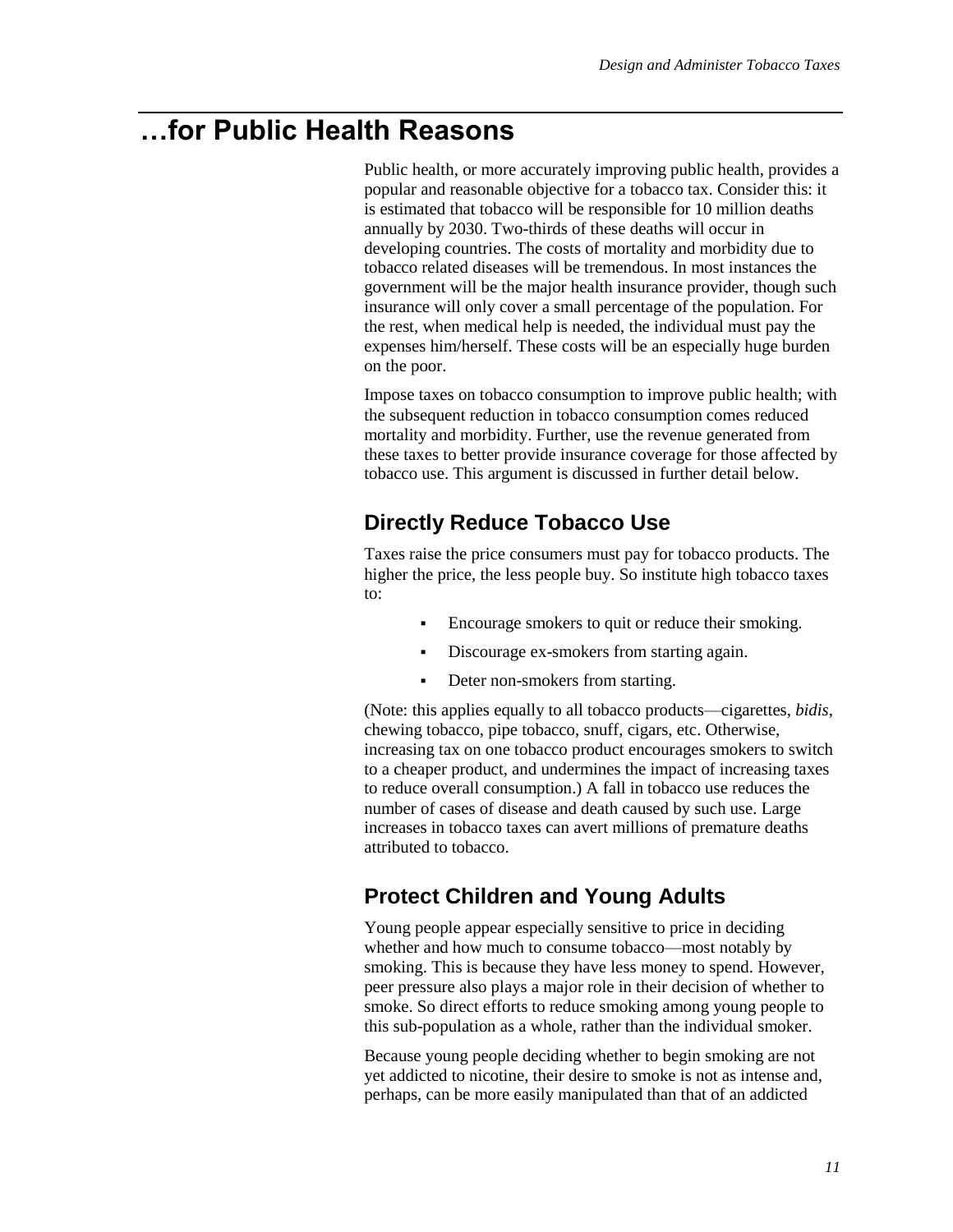# …for Public Health Reasons

Public health, or more accurately improving public health, provides a popular and reasonable objective for a tobacco tax. Consider this: it is estimated that tobacco will be responsible for 10 million deaths annually by 2030. Two-thirds of these deaths will occur in developing countries. The costs of mortality and morbidity due to tobacco related diseases will be tremendous. In most instances the government will be the major health insurance provider, though such insurance will only cover a small percentage of the population. For the rest, when medical help is needed, the individual must pay the expenses him/herself. These costs will be an especially huge burden on the poor.

Impose taxes on tobacco consumption to improve public health; with the subsequent reduction in tobacco consumption comes reduced mortality and morbidity. Further, use the revenue generated from these taxes to better provide insurance coverage for those affected by tobacco use. This argument is discussed in further detail below.

## Directly Reduce Tobacco Use

Taxes raise the price consumers must pay for tobacco products. The higher the price, the less people buy. So institute high tobacco taxes to:

- Encourage smokers to quit or reduce their smoking.
- Discourage ex-smokers from starting again.
- Deter non-smokers from starting.

(Note: this applies equally to all tobacco products—cigarettes, *bidis*, chewing tobacco, pipe tobacco, snuff, cigars, etc. Otherwise, increasing tax on one tobacco product encourages smokers to switch to a cheaper product, and undermines the impact of increasing taxes to reduce overall consumption.) A fall in tobacco use reduces the number of cases of disease and death caused by such use. Large increases in tobacco taxes can avert millions of premature deaths attributed to tobacco.

## Protect Children and Young Adults

Young people appear especially sensitive to price in deciding whether and how much to consume tobacco—most notably by smoking. This is because they have less money to spend. However, peer pressure also plays a major role in their decision of whether to smoke. So direct efforts to reduce smoking among young people to this sub-population as a whole, rather than the individual smoker.

Because young people deciding whether to begin smoking are not yet addicted to nicotine, their desire to smoke is not as intense and, perhaps, can be more easily manipulated than that of an addicted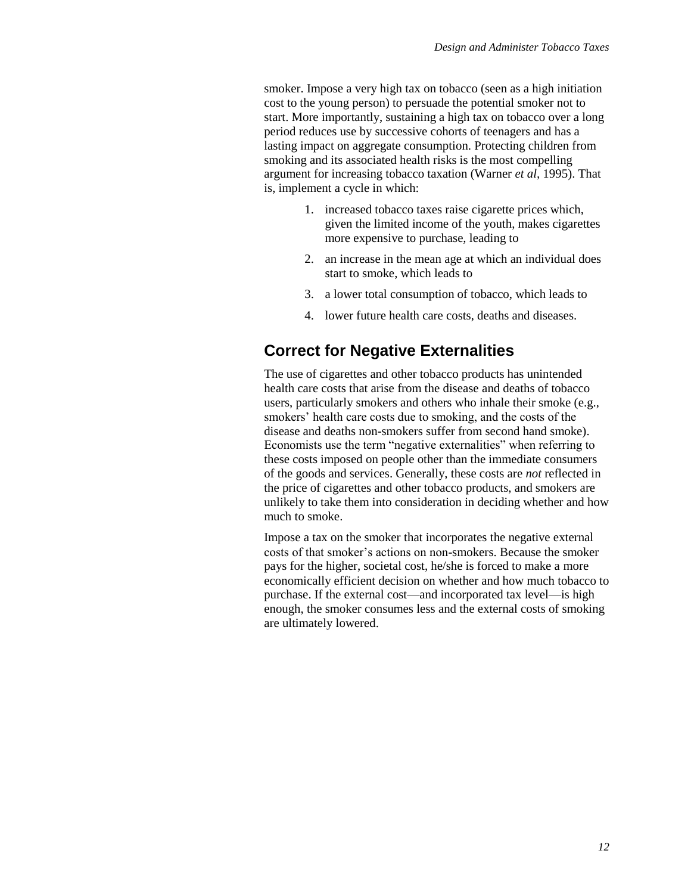smoker. Impose a very high tax on tobacco (seen as a high initiation cost to the young person) to persuade the potential smoker not to start. More importantly, sustaining a high tax on tobacco over a long period reduces use by successive cohorts of teenagers and has a lasting impact on aggregate consumption. Protecting children from smoking and its associated health risks is the most compelling argument for increasing tobacco taxation (Warner *et al*, 1995). That is, implement a cycle in which:

1. increased tobacco taxes raise cigarette prices which, given the limited income of the youth, makes cigarettes more expensive to purchase, leading to
2. an increase in the mean age at which an individual does start to smoke, which leads to
3. a lower total consumption of tobacco, which leads to
4. lower future health care costs, deaths and diseases.

## Correct for Negative Externalities

The use of cigarettes and other tobacco products has unintended health care costs that arise from the disease and deaths of tobacco users, particularly smokers and others who inhale their smoke (e.g., smokers' health care costs due to smoking, and the costs of the disease and deaths non-smokers suffer from second hand smoke). Economists use the term "negative externalities" when referring to these costs imposed on people other than the immediate consumers of the goods and services. Generally, these costs are *not* reflected in the price of cigarettes and other tobacco products, and smokers are unlikely to take them into consideration in deciding whether and how much to smoke.

Impose a tax on the smoker that incorporates the negative external costs of that smoker's actions on non-smokers. Because the smoker pays for the higher, societal cost, he/she is forced to make a more economically efficient decision on whether and how much tobacco to purchase. If the external cost—and incorporated tax level—is high enough, the smoker consumes less and the external costs of smoking are ultimately lowered.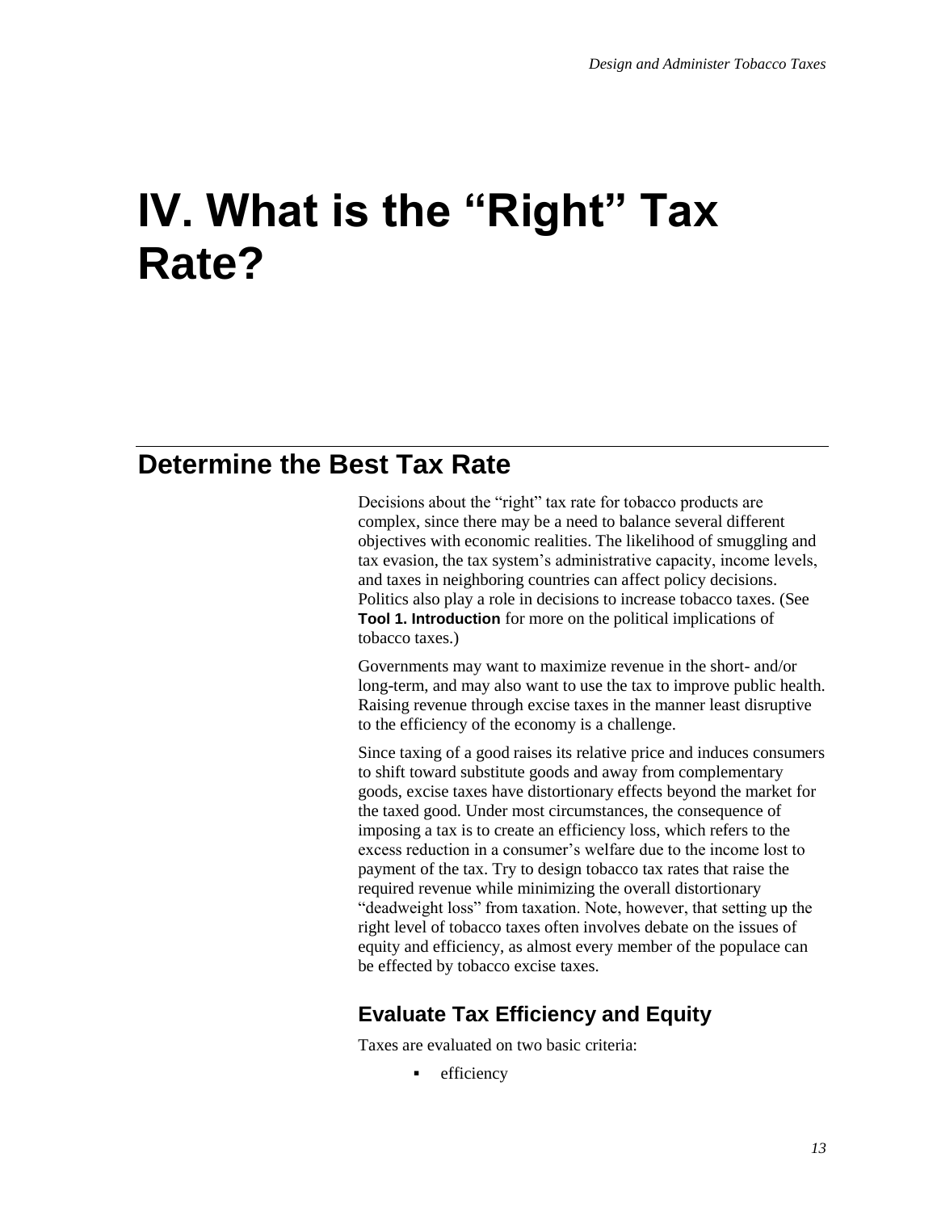# IV. What is the "Right" Tax Rate?

## Determine the Best Tax Rate

Decisions about the "right" tax rate for tobacco products are complex, since there may be a need to balance several different objectives with economic realities. The likelihood of smuggling and tax evasion, the tax system's administrative capacity, income levels, and taxes in neighboring countries can affect policy decisions. Politics also play a role in decisions to increase tobacco taxes. (See **Tool 1. Introduction** for more on the political implications of tobacco taxes.)

Governments may want to maximize revenue in the short- and/or long-term, and may also want to use the tax to improve public health. Raising revenue through excise taxes in the manner least disruptive to the efficiency of the economy is a challenge.

Since taxing of a good raises its relative price and induces consumers to shift toward substitute goods and away from complementary goods, excise taxes have distortionary effects beyond the market for the taxed good. Under most circumstances, the consequence of imposing a tax is to create an efficiency loss, which refers to the excess reduction in a consumer's welfare due to the income lost to payment of the tax. Try to design tobacco tax rates that raise the required revenue while minimizing the overall distortionary "deadweight loss" from taxation. Note, however, that setting up the right level of tobacco taxes often involves debate on the issues of equity and efficiency, as almost every member of the populace can be effected by tobacco excise taxes.

### Evaluate Tax Efficiency and Equity

Taxes are evaluated on two basic criteria:

- efficiency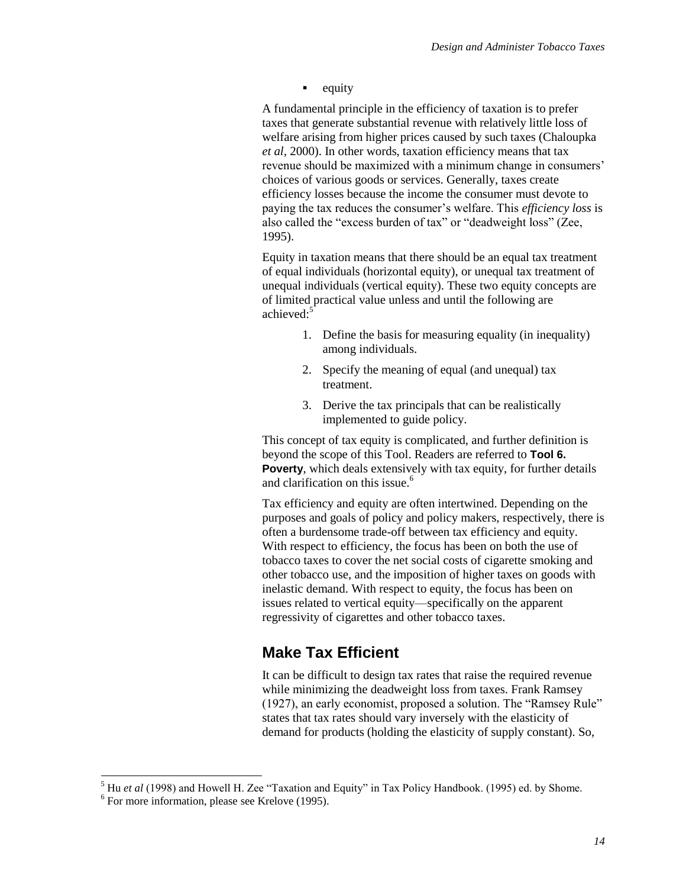- equity

A fundamental principle in the efficiency of taxation is to prefer taxes that generate substantial revenue with relatively little loss of welfare arising from higher prices caused by such taxes (Chaloupka *et al*, 2000). In other words, taxation efficiency means that tax revenue should be maximized with a minimum change in consumers' choices of various goods or services. Generally, taxes create efficiency losses because the income the consumer must devote to paying the tax reduces the consumer's welfare. This *efficiency loss* is also called the "excess burden of tax" or "deadweight loss" (Zee, 1995).

Equity in taxation means that there should be an equal tax treatment of equal individuals (horizontal equity), or unequal tax treatment of unequal individuals (vertical equity). These two equity concepts are of limited practical value unless and until the following are achieved:[5]

1. Define the basis for measuring equality (in inequality) among individuals.
2. Specify the meaning of equal (and unequal) tax treatment.
3. Derive the tax principals that can be realistically implemented to guide policy.

This concept of tax equity is complicated, and further definition is beyond the scope of this Tool. Readers are referred to **Tool 6. Poverty**, which deals extensively with tax equity, for further details and clarification on this issue.[6]

Tax efficiency and equity are often intertwined. Depending on the purposes and goals of policy and policy makers, respectively, there is often a burdensome trade-off between tax efficiency and equity. With respect to efficiency, the focus has been on both the use of tobacco taxes to cover the net social costs of cigarette smoking and other tobacco use, and the imposition of higher taxes on goods with inelastic demand. With respect to equity, the focus has been on issues related to vertical equity—specifically on the apparent regressivity of cigarettes and other tobacco taxes.

## Make Tax Efficient

It can be difficult to design tax rates that raise the required revenue while minimizing the deadweight loss from taxes. Frank Ramsey (1927), an early economist, proposed a solution. The "Ramsey Rule" states that tax rates should vary inversely with the elasticity of demand for products (holding the elasticity of supply constant). So,

---

[5] Hu *et al* (1998) and Howell H. Zee "Taxation and Equity" in Tax Policy Handbook. (1995) ed. by Shome.

[6] For more information, please see Krelove (1995).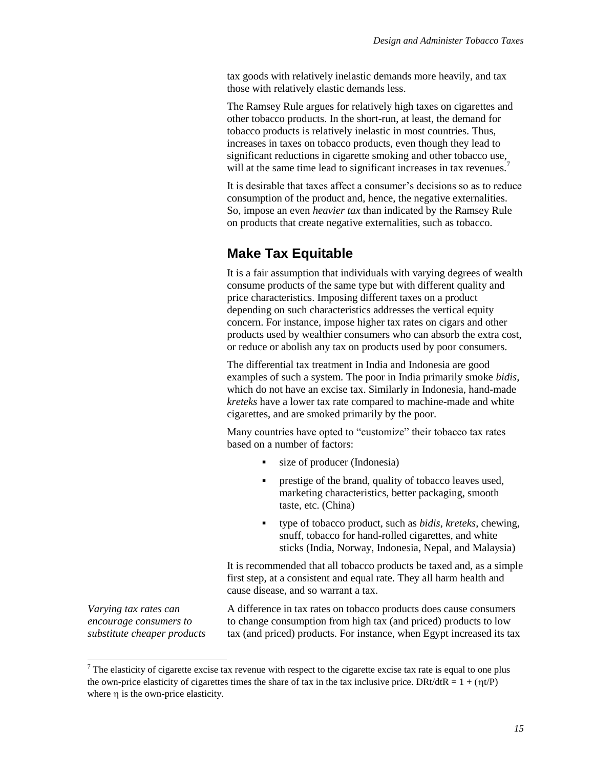tax goods with relatively inelastic demands more heavily, and tax those with relatively elastic demands less.

The Ramsey Rule argues for relatively high taxes on cigarettes and other tobacco products. In the short-run, at least, the demand for tobacco products is relatively inelastic in most countries. Thus, increases in taxes on tobacco products, even though they lead to significant reductions in cigarette smoking and other tobacco use, will at the same time lead to significant increases in tax revenues.[7]

It is desirable that taxes affect a consumer's decisions so as to reduce consumption of the product and, hence, the negative externalities. So, impose an even *heavier tax* than indicated by the Ramsey Rule on products that create negative externalities, such as tobacco.

## Make Tax Equitable

It is a fair assumption that individuals with varying degrees of wealth consume products of the same type but with different quality and price characteristics. Imposing different taxes on a product depending on such characteristics addresses the vertical equity concern. For instance, impose higher tax rates on cigars and other products used by wealthier consumers who can absorb the extra cost, or reduce or abolish any tax on products used by poor consumers.

The differential tax treatment in India and Indonesia are good examples of such a system. The poor in India primarily smoke *bidis*, which do not have an excise tax. Similarly in Indonesia, hand-made *kreteks* have a lower tax rate compared to machine-made and white cigarettes, and are smoked primarily by the poor.

Many countries have opted to "customize" their tobacco tax rates based on a number of factors:

- size of producer (Indonesia)
- prestige of the brand, quality of tobacco leaves used, marketing characteristics, better packaging, smooth taste, etc. (China)
- type of tobacco product, such as *bidis*, *kreteks*, chewing, snuff, tobacco for hand-rolled cigarettes, and white sticks (India, Norway, Indonesia, Nepal, and Malaysia)

It is recommended that all tobacco products be taxed and, as a simple first step, at a consistent and equal rate. They all harm health and cause disease, and so warrant a tax.

*Varying tax rates can encourage consumers to substitute cheaper products*

A difference in tax rates on tobacco products does cause consumers to change consumption from high tax (and priced) products to low tax (and priced) products. For instance, when Egypt increased its tax

---

[7] The elasticity of cigarette excise tax revenue with respect to the cigarette excise tax rate is equal to one plus the own-price elasticity of cigarettes times the share of tax in the tax inclusive price. $DRt/dtR = 1 + (\eta t/P)$ where $\eta$ is the own-price elasticity.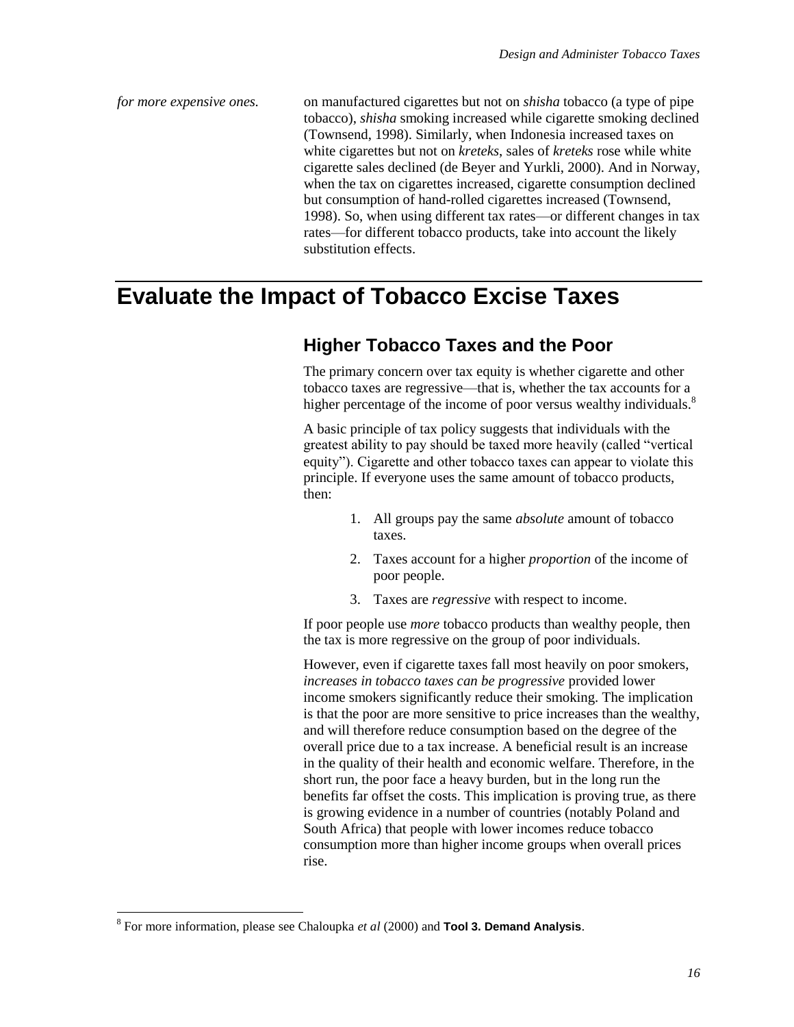*for more expensive ones.*

on manufactured cigarettes but not on *shisha* tobacco (a type of pipe tobacco), *shisha* smoking increased while cigarette smoking declined (Townsend, 1998). Similarly, when Indonesia increased taxes on white cigarettes but not on *kreteks*, sales of *kreteks* rose while white cigarette sales declined (de Beyer and Yurkli, 2000). And in Norway, when the tax on cigarettes increased, cigarette consumption declined but consumption of hand-rolled cigarettes increased (Townsend, 1998). So, when using different tax rates—or different changes in tax rates—for different tobacco products, take into account the likely substitution effects.

# Evaluate the Impact of Tobacco Excise Taxes

## Higher Tobacco Taxes and the Poor

The primary concern over tax equity is whether cigarette and other tobacco taxes are regressive—that is, whether the tax accounts for a higher percentage of the income of poor versus wealthy individuals.[8]

A basic principle of tax policy suggests that individuals with the greatest ability to pay should be taxed more heavily (called "vertical equity"). Cigarette and other tobacco taxes can appear to violate this principle. If everyone uses the same amount of tobacco products, then:

1. All groups pay the same *absolute* amount of tobacco taxes.
2. Taxes account for a higher *proportion* of the income of poor people.
3. Taxes are *regressive* with respect to income.

If poor people use *more* tobacco products than wealthy people, then the tax is more regressive on the group of poor individuals.

However, even if cigarette taxes fall most heavily on poor smokers, *increases in tobacco taxes can be progressive* provided lower income smokers significantly reduce their smoking. The implication is that the poor are more sensitive to price increases than the wealthy, and will therefore reduce consumption based on the degree of the overall price due to a tax increase. A beneficial result is an increase in the quality of their health and economic welfare. Therefore, in the short run, the poor face a heavy burden, but in the long run the benefits far offset the costs. This implication is proving true, as there is growing evidence in a number of countries (notably Poland and South Africa) that people with lower incomes reduce tobacco consumption more than higher income groups when overall prices rise.

[8] For more information, please see Chaloupka *et al* (2000) and **Tool 3. Demand Analysis**.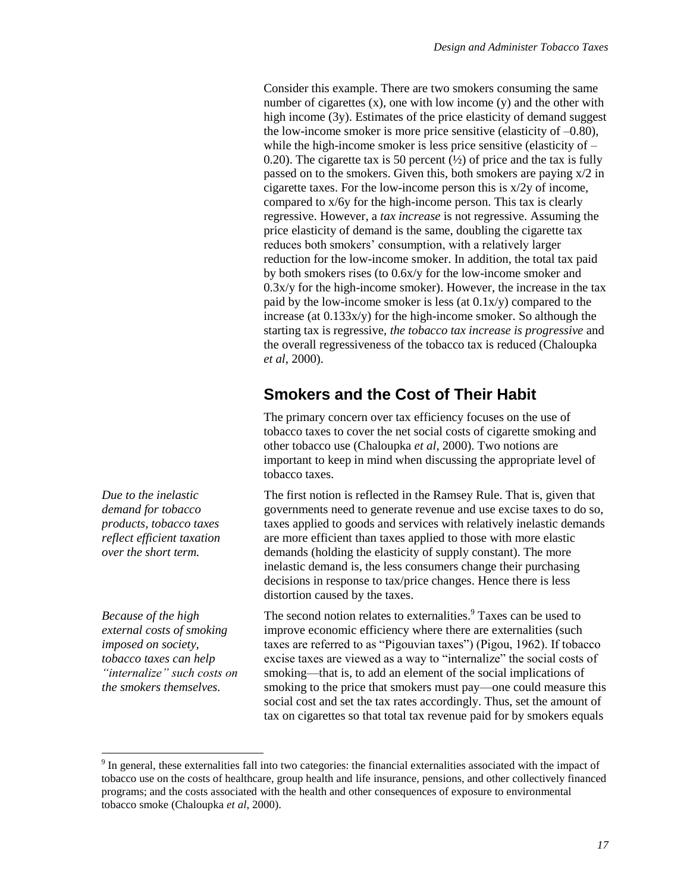Consider this example. There are two smokers consuming the same number of cigarettes (x), one with low income (y) and the other with high income (3y). Estimates of the price elasticity of demand suggest the low-income smoker is more price sensitive (elasticity of –0.80), while the high-income smoker is less price sensitive (elasticity of –0.20). The cigarette tax is 50 percent (½) of price and the tax is fully passed on to the smokers. Given this, both smokers are paying x/2 in cigarette taxes. For the low-income person this is x/2y of income, compared to x/6y for the high-income person. This tax is clearly regressive. However, a *tax increase* is not regressive. Assuming the price elasticity of demand is the same, doubling the cigarette tax reduces both smokers' consumption, with a relatively larger reduction for the low-income smoker. In addition, the total tax paid by both smokers rises (to 0.6x/y for the low-income smoker and 0.3x/y for the high-income smoker). However, the increase in the tax paid by the low-income smoker is less (at 0.1x/y) compared to the increase (at 0.133x/y) for the high-income smoker. So although the starting tax is regressive, *the tobacco tax increase is progressive* and the overall regressiveness of the tobacco tax is reduced (Chaloupka *et al*, 2000).

## Smokers and the Cost of Their Habit

The primary concern over tax efficiency focuses on the use of tobacco taxes to cover the net social costs of cigarette smoking and other tobacco use (Chaloupka *et al*, 2000). Two notions are important to keep in mind when discussing the appropriate level of tobacco taxes.

*Due to the inelastic demand for tobacco products, tobacco taxes reflect efficient taxation over the short term.*

The first notion is reflected in the Ramsey Rule. That is, given that governments need to generate revenue and use excise taxes to do so, taxes applied to goods and services with relatively inelastic demands are more efficient than taxes applied to those with more elastic demands (holding the elasticity of supply constant). The more inelastic demand is, the less consumers change their purchasing decisions in response to tax/price changes. Hence there is less distortion caused by the taxes.

*Because of the high external costs of smoking imposed on society, tobacco taxes can help "internalize" such costs on the smokers themselves.*

The second notion relates to externalities.[9] Taxes can be used to improve economic efficiency where there are externalities (such taxes are referred to as "Pigouvian taxes") (Pigou, 1962). If tobacco excise taxes are viewed as a way to "internalize" the social costs of smoking—that is, to add an element of the social implications of smoking to the price that smokers must pay—one could measure this social cost and set the tax rates accordingly. Thus, set the amount of tax on cigarettes so that total tax revenue paid for by smokers equals

---

[9] In general, these externalities fall into two categories: the financial externalities associated with the impact of tobacco use on the costs of healthcare, group health and life insurance, pensions, and other collectively financed programs; and the costs associated with the health and other consequences of exposure to environmental tobacco smoke (Chaloupka *et al*, 2000).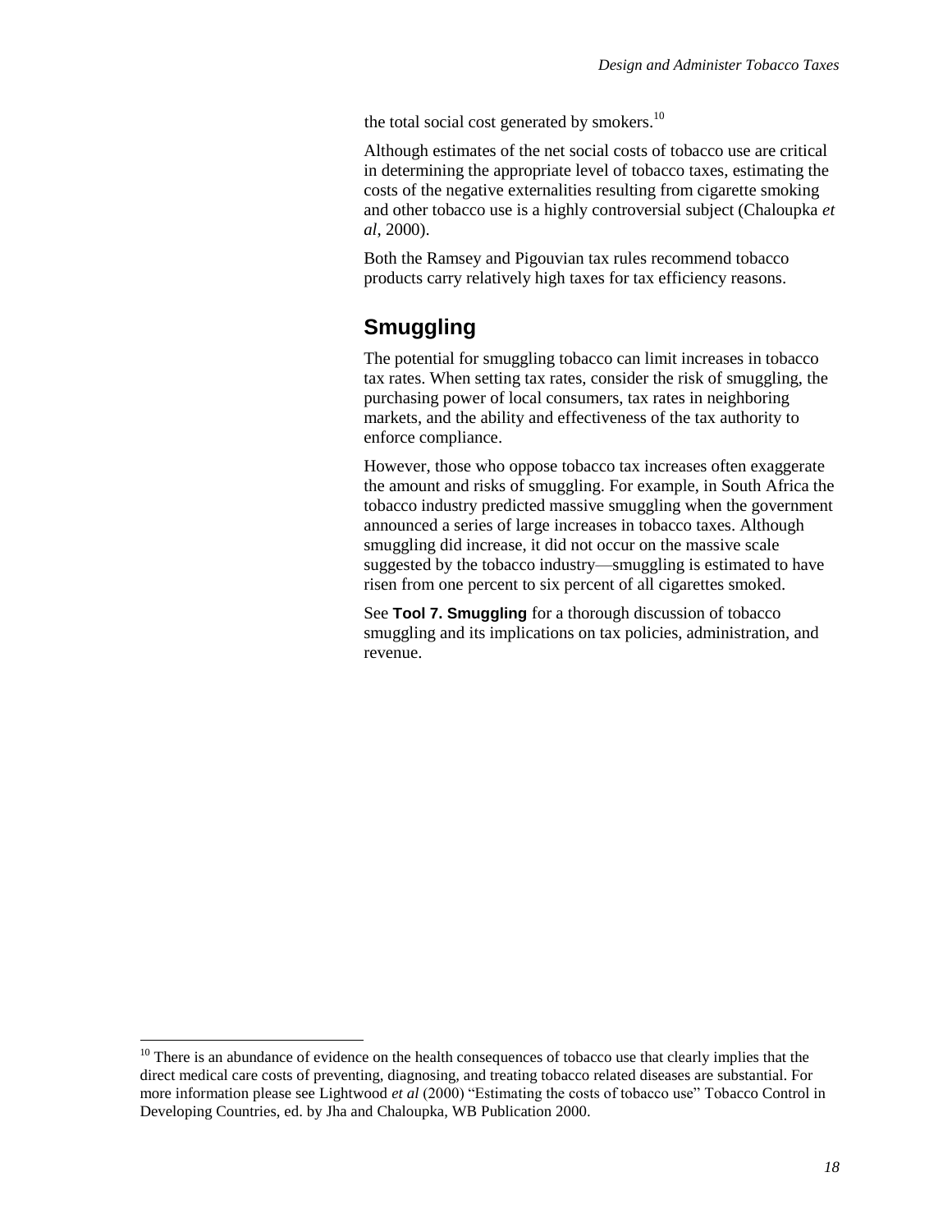the total social cost generated by smokers.[10]

Although estimates of the net social costs of tobacco use are critical in determining the appropriate level of tobacco taxes, estimating the costs of the negative externalities resulting from cigarette smoking and other tobacco use is a highly controversial subject (Chaloupka *et al*, 2000).

Both the Ramsey and Pigouvian tax rules recommend tobacco products carry relatively high taxes for tax efficiency reasons.

## Smuggling

The potential for smuggling tobacco can limit increases in tobacco tax rates. When setting tax rates, consider the risk of smuggling, the purchasing power of local consumers, tax rates in neighboring markets, and the ability and effectiveness of the tax authority to enforce compliance.

However, those who oppose tobacco tax increases often exaggerate the amount and risks of smuggling. For example, in South Africa the tobacco industry predicted massive smuggling when the government announced a series of large increases in tobacco taxes. Although smuggling did increase, it did not occur on the massive scale suggested by the tobacco industry—smuggling is estimated to have risen from one percent to six percent of all cigarettes smoked.

See **Tool 7. Smuggling** for a thorough discussion of tobacco smuggling and its implications on tax policies, administration, and revenue.

---

[10] There is an abundance of evidence on the health consequences of tobacco use that clearly implies that the direct medical care costs of preventing, diagnosing, and treating tobacco related diseases are substantial. For more information please see Lightwood *et al* (2000) "Estimating the costs of tobacco use" Tobacco Control in Developing Countries, ed. by Jha and Chaloupka, WB Publication 2000.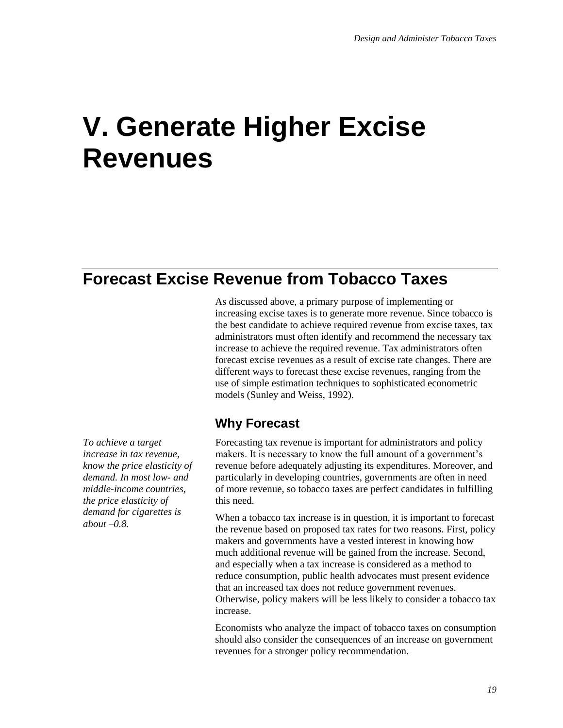# V. Generate Higher Excise Revenues

## Forecast Excise Revenue from Tobacco Taxes

As discussed above, a primary purpose of implementing or increasing excise taxes is to generate more revenue. Since tobacco is the best candidate to achieve required revenue from excise taxes, tax administrators must often identify and recommend the necessary tax increase to achieve the required revenue. Tax administrators often forecast excise revenues as a result of excise rate changes. There are different ways to forecast these excise revenues, ranging from the use of simple estimation techniques to sophisticated econometric models (Sunley and Weiss, 1992).

### Why Forecast

*To achieve a target increase in tax revenue, know the price elasticity of demand. In most low- and middle-income countries, the price elasticity of demand for cigarettes is about –0.8.*

Forecasting tax revenue is important for administrators and policy makers. It is necessary to know the full amount of a government's revenue before adequately adjusting its expenditures. Moreover, and particularly in developing countries, governments are often in need of more revenue, so tobacco taxes are perfect candidates in fulfilling this need.

When a tobacco tax increase is in question, it is important to forecast the revenue based on proposed tax rates for two reasons. First, policy makers and governments have a vested interest in knowing how much additional revenue will be gained from the increase. Second, and especially when a tax increase is considered as a method to reduce consumption, public health advocates must present evidence that an increased tax does not reduce government revenues. Otherwise, policy makers will be less likely to consider a tobacco tax increase.

Economists who analyze the impact of tobacco taxes on consumption should also consider the consequences of an increase on government revenues for a stronger policy recommendation.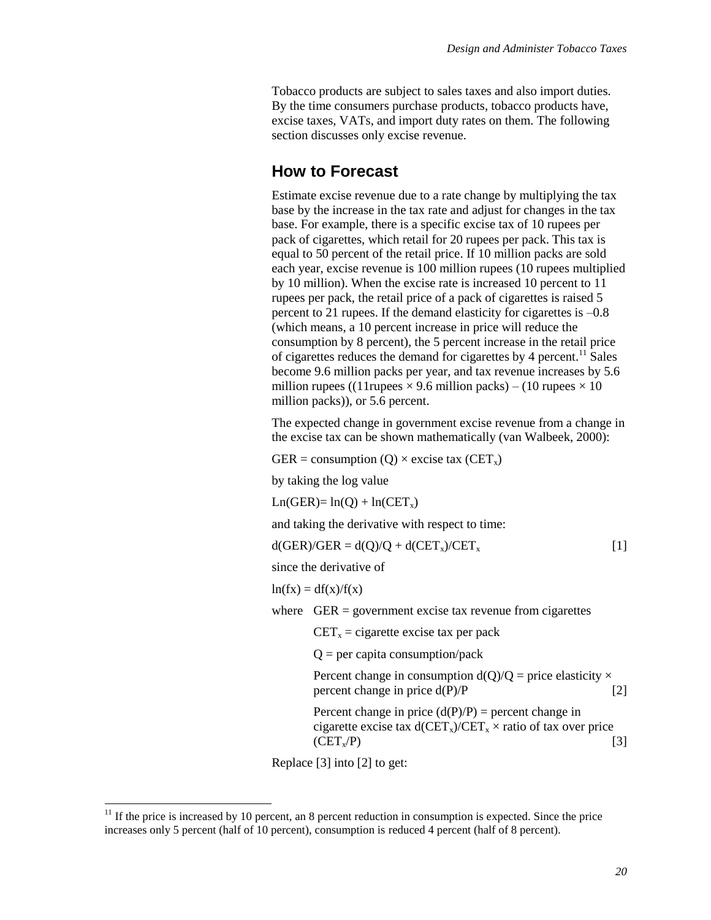Tobacco products are subject to sales taxes and also import duties. By the time consumers purchase products, tobacco products have, excise taxes, VATs, and import duty rates on them. The following section discusses only excise revenue.

## How to Forecast

Estimate excise revenue due to a rate change by multiplying the tax base by the increase in the tax rate and adjust for changes in the tax base. For example, there is a specific excise tax of 10 rupees per pack of cigarettes, which retail for 20 rupees per pack. This tax is equal to 50 percent of the retail price. If 10 million packs are sold each year, excise revenue is 100 million rupees (10 rupees multiplied by 10 million). When the excise rate is increased 10 percent to 11 rupees per pack, the retail price of a pack of cigarettes is raised 5 percent to 21 rupees. If the demand elasticity for cigarettes is –0.8 (which means, a 10 percent increase in price will reduce the consumption by 8 percent), the 5 percent increase in the retail price of cigarettes reduces the demand for cigarettes by 4 percent.[11] Sales become 9.6 million packs per year, and tax revenue increases by 5.6 million rupees ((11rupees × 9.6 million packs) – (10 rupees × 10 million packs)), or 5.6 percent.

The expected change in government excise revenue from a change in the excise tax can be shown mathematically (van Walbeek, 2000):

$$GER = \text{consumption } (Q) \times \text{excise tax } (CET_x)$$

by taking the log value

$$Ln(GER) = \ln(Q) + \ln(CET_x)$$

and taking the derivative with respect to time:

$$d(GER)/GER = d(Q)/Q + d(CET_x)/CET_x \qquad [1]$$

since the derivative of

$$\ln(fx) = df(x)/f(x)$$

where GER = government excise tax revenue from cigarettes

$CET_x$ = cigarette excise tax per pack

Q = per capita consumption/pack

Percent change in consumption $d(Q)/Q$ = price elasticity × percent change in price $d(P)/P$ [2]

Percent change in price $(d(P)/P)$ = percent change in cigarette excise tax $d(CET_x)/CET_x$ × ratio of tax over price $(CET_x/P)$ [3]

Replace [3] into [2] to get:

[11] If the price is increased by 10 percent, an 8 percent reduction in consumption is expected. Since the price increases only 5 percent (half of 10 percent), consumption is reduced 4 percent (half of 8 percent).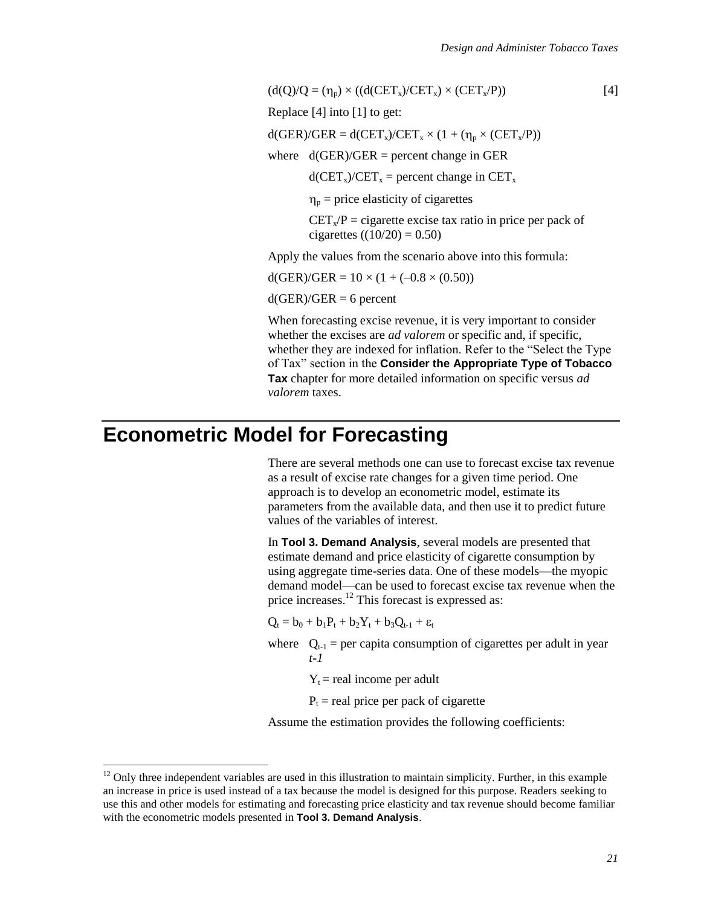$$(d(Q)/Q = (\eta_p) \times ((d(CET_x)/CET_x) \times (CET_x/P)) \qquad [4]$$

Replace [4] into [1] to get:

$$d(GER)/GER = d(CET_x)/CET_x \times (1 + (\eta_p \times (CET_x/P))$$

where $d(GER)/GER$ = percent change in GER

$d(CET_x)/CET_x$ = percent change in $CET_x$

$\eta_p$ = price elasticity of cigarettes

$CET_x/P$ = cigarette excise tax ratio in price per pack of cigarettes ((10/20) = 0.50)

Apply the values from the scenario above into this formula:

$$d(GER)/GER = 10 \times (1 + (-0.8 \times (0.50))$$

$$d(GER)/GER = 6 \text{ percent}$$

When forecasting excise revenue, it is very important to consider whether the excises are *ad valorem* or specific and, if specific, whether they are indexed for inflation. Refer to the "Select the Type of Tax" section in the **Consider the Appropriate Type of Tobacco Tax** chapter for more detailed information on specific versus *ad valorem* taxes.

# Econometric Model for Forecasting

There are several methods one can use to forecast excise tax revenue as a result of excise rate changes for a given time period. One approach is to develop an econometric model, estimate its parameters from the available data, and then use it to predict future values of the variables of interest.

In **Tool 3. Demand Analysis**, several models are presented that estimate demand and price elasticity of cigarette consumption by using aggregate time-series data. One of these models—the myopic demand model—can be used to forecast excise tax revenue when the price increases.[12] This forecast is expressed as:

$$Q_t = b_0 + b_1P_t + b_2Y_t + b_3Q_{t-1} + \varepsilon_t$$

where $Q_{t-1}$ = per capita consumption of cigarettes per adult in year *t-1*

$Y_t$ = real income per adult

$P_t$ = real price per pack of cigarette

Assume the estimation provides the following coefficients:

[12] Only three independent variables are used in this illustration to maintain simplicity. Further, in this example an increase in price is used instead of a tax because the model is designed for this purpose. Readers seeking to use this and other models for estimating and forecasting price elasticity and tax revenue should become familiar with the econometric models presented in **Tool 3. Demand Analysis**.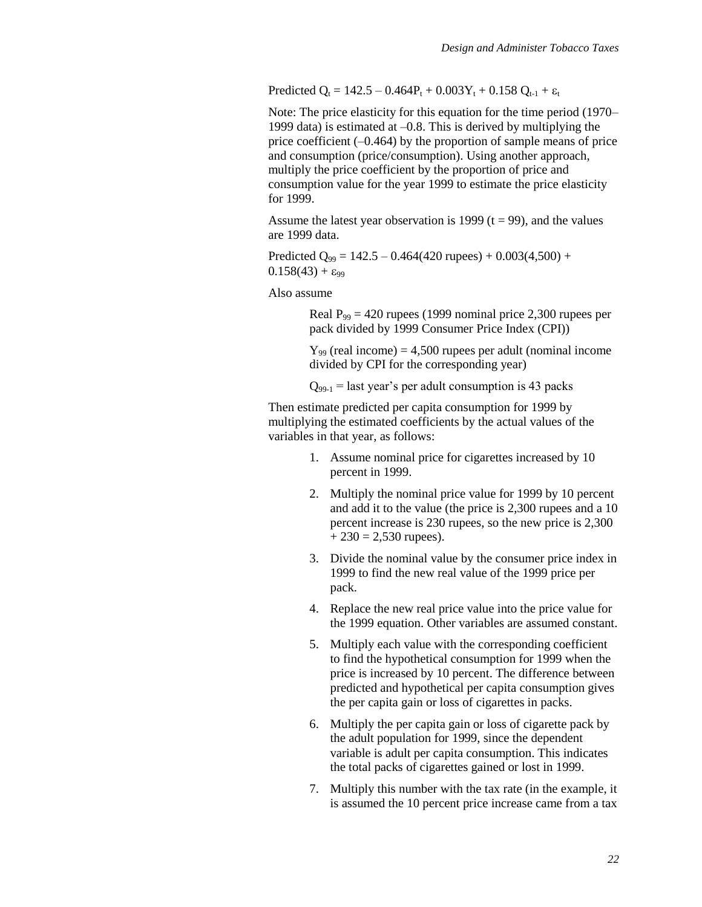$$\text{Predicted } Q_t = 142.5 - 0.464P_t + 0.003Y_t + 0.158\, Q_{t-1} + \varepsilon_t$$

Note: The price elasticity for this equation for the time period (1970–1999 data) is estimated at –0.8. This is derived by multiplying the price coefficient (–0.464) by the proportion of sample means of price and consumption (price/consumption). Using another approach, multiply the price coefficient by the proportion of price and consumption value for the year 1999 to estimate the price elasticity for 1999.

Assume the latest year observation is 1999 ($t = 99$), and the values are 1999 data.

$$\text{Predicted } Q_{99} = 142.5 - 0.464(420 \text{ rupees}) + 0.003(4{,}500) + 0.158(43) + \varepsilon_{99}$$

Also assume

> Real $P_{99}$ = 420 rupees (1999 nominal price 2,300 rupees per pack divided by 1999 Consumer Price Index (CPI))
>
> $Y_{99}$ (real income) = 4,500 rupees per adult (nominal income divided by CPI for the corresponding year)
>
> $Q_{99-1}$ = last year's per adult consumption is 43 packs

Then estimate predicted per capita consumption for 1999 by multiplying the estimated coefficients by the actual values of the variables in that year, as follows:

1. Assume nominal price for cigarettes increased by 10 percent in 1999.
2. Multiply the nominal price value for 1999 by 10 percent and add it to the value (the price is 2,300 rupees and a 10 percent increase is 230 rupees, so the new price is 2,300 + 230 = 2,530 rupees).
3. Divide the nominal value by the consumer price index in 1999 to find the new real value of the 1999 price per pack.
4. Replace the new real price value into the price value for the 1999 equation. Other variables are assumed constant.
5. Multiply each value with the corresponding coefficient to find the hypothetical consumption for 1999 when the price is increased by 10 percent. The difference between predicted and hypothetical per capita consumption gives the per capita gain or loss of cigarettes in packs.
6. Multiply the per capita gain or loss of cigarette pack by the adult population for 1999, since the dependent variable is adult per capita consumption. This indicates the total packs of cigarettes gained or lost in 1999.
7. Multiply this number with the tax rate (in the example, it is assumed the 10 percent price increase came from a tax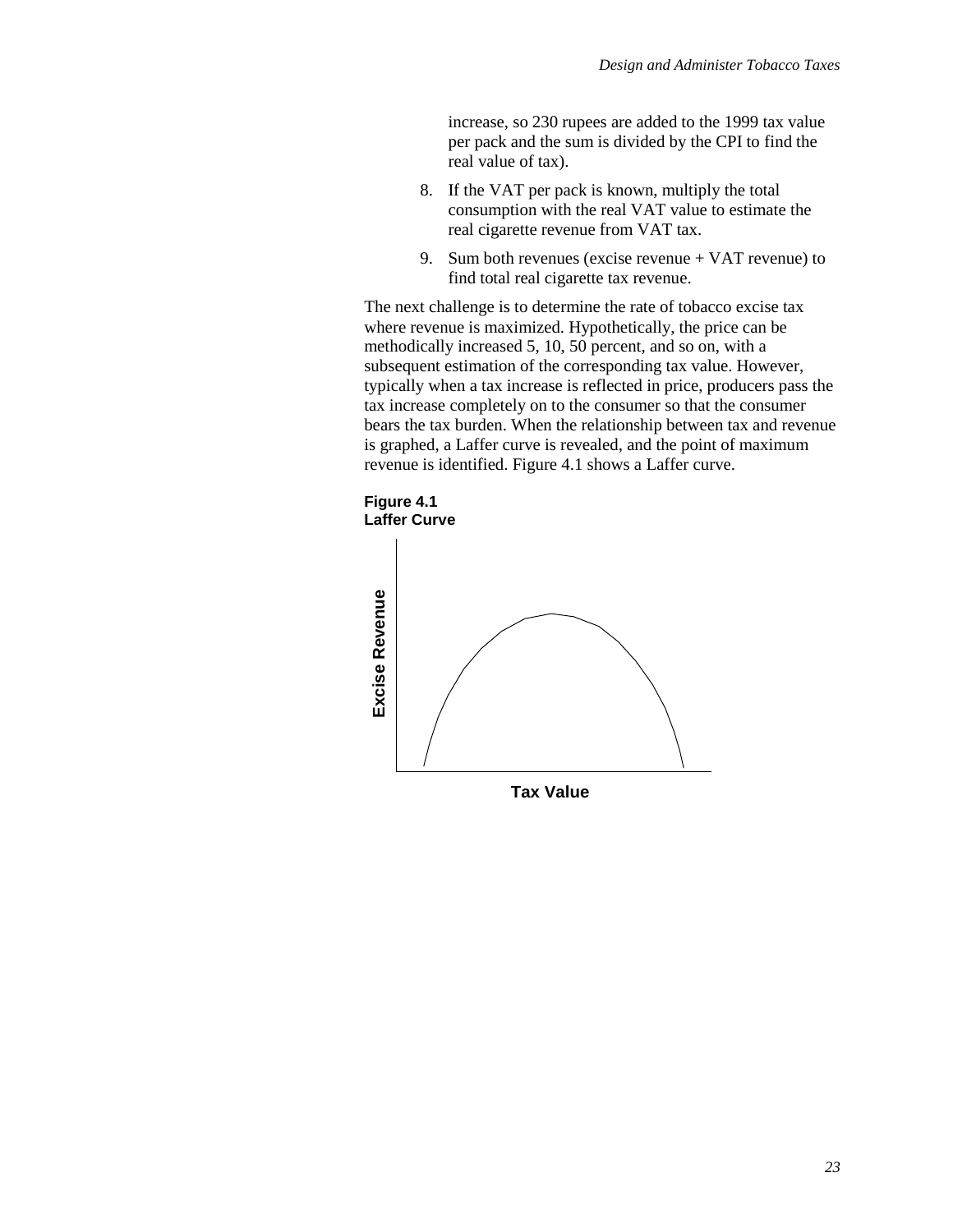increase, so 230 rupees are added to the 1999 tax value per pack and the sum is divided by the CPI to find the real value of tax).

8. If the VAT per pack is known, multiply the total consumption with the real VAT value to estimate the real cigarette revenue from VAT tax.
9. Sum both revenues (excise revenue + VAT revenue) to find total real cigarette tax revenue.

The next challenge is to determine the rate of tobacco excise tax where revenue is maximized. Hypothetically, the price can be methodically increased 5, 10, 50 percent, and so on, with a subsequent estimation of the corresponding tax value. However, typically when a tax increase is reflected in price, producers pass the tax increase completely on to the consumer so that the consumer bears the tax burden. When the relationship between tax and revenue is graphed, a Laffer curve is revealed, and the point of maximum revenue is identified. Figure 4.1 shows a Laffer curve.

**Figure 4.1**
**Laffer Curve**

Excise Revenue

Tax Value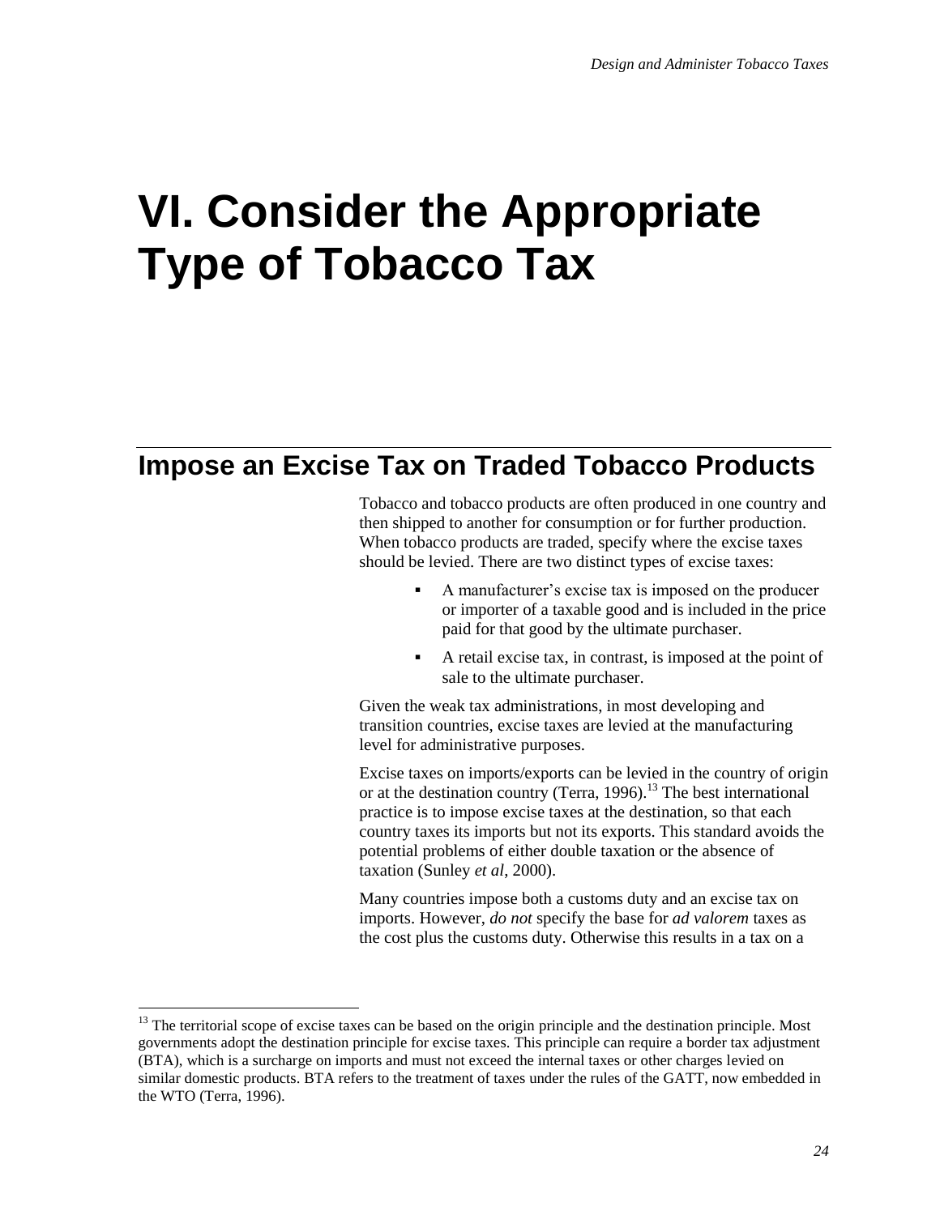# VI. Consider the Appropriate Type of Tobacco Tax

## Impose an Excise Tax on Traded Tobacco Products

Tobacco and tobacco products are often produced in one country and then shipped to another for consumption or for further production. When tobacco products are traded, specify where the excise taxes should be levied. There are two distinct types of excise taxes:

- A manufacturer's excise tax is imposed on the producer or importer of a taxable good and is included in the price paid for that good by the ultimate purchaser.
- A retail excise tax, in contrast, is imposed at the point of sale to the ultimate purchaser.

Given the weak tax administrations, in most developing and transition countries, excise taxes are levied at the manufacturing level for administrative purposes.

Excise taxes on imports/exports can be levied in the country of origin or at the destination country (Terra, 1996).[13] The best international practice is to impose excise taxes at the destination, so that each country taxes its imports but not its exports. This standard avoids the potential problems of either double taxation or the absence of taxation (Sunley *et al*, 2000).

Many countries impose both a customs duty and an excise tax on imports. However, *do not* specify the base for *ad valorem* taxes as the cost plus the customs duty. Otherwise this results in a tax on a

[13] The territorial scope of excise taxes can be based on the origin principle and the destination principle. Most governments adopt the destination principle for excise taxes. This principle can require a border tax adjustment (BTA), which is a surcharge on imports and must not exceed the internal taxes or other charges levied on similar domestic products. BTA refers to the treatment of taxes under the rules of the GATT, now embedded in the WTO (Terra, 1996).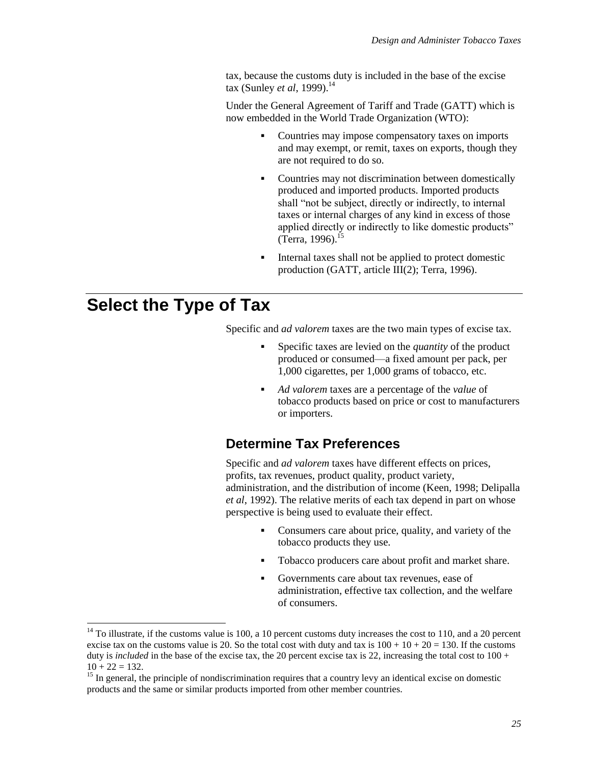tax, because the customs duty is included in the base of the excise tax (Sunley *et al*, 1999).[14]

Under the General Agreement of Tariff and Trade (GATT) which is now embedded in the World Trade Organization (WTO):

- Countries may impose compensatory taxes on imports and may exempt, or remit, taxes on exports, though they are not required to do so.
- Countries may not discrimination between domestically produced and imported products. Imported products shall "not be subject, directly or indirectly, to internal taxes or internal charges of any kind in excess of those applied directly or indirectly to like domestic products" (Terra, 1996).[15]
- Internal taxes shall not be applied to protect domestic production (GATT, article III(2); Terra, 1996).

# Select the Type of Tax

Specific and *ad valorem* taxes are the two main types of excise tax.

- Specific taxes are levied on the *quantity* of the product produced or consumed—a fixed amount per pack, per 1,000 cigarettes, per 1,000 grams of tobacco, etc.
- *Ad valorem* taxes are a percentage of the *value* of tobacco products based on price or cost to manufacturers or importers.

## Determine Tax Preferences

Specific and *ad valorem* taxes have different effects on prices, profits, tax revenues, product quality, product variety, administration, and the distribution of income (Keen, 1998; Delipalla *et al*, 1992). The relative merits of each tax depend in part on whose perspective is being used to evaluate their effect.

- Consumers care about price, quality, and variety of the tobacco products they use.
- Tobacco producers care about profit and market share.
- Governments care about tax revenues, ease of administration, effective tax collection, and the welfare of consumers.

---

[14] To illustrate, if the customs value is 100, a 10 percent customs duty increases the cost to 110, and a 20 percent excise tax on the customs value is 20. So the total cost with duty and tax is 100 + 10 + 20 = 130. If the customs duty is *included* in the base of the excise tax, the 20 percent excise tax is 22, increasing the total cost to 100 + 10 + 22 = 132.

[15] In general, the principle of nondiscrimination requires that a country levy an identical excise on domestic products and the same or similar products imported from other member countries.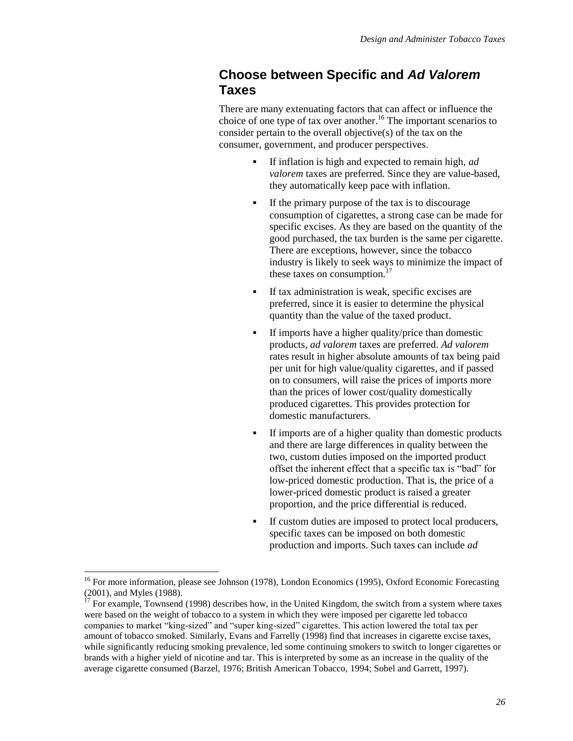## Choose between Specific and *Ad Valorem* Taxes

There are many extenuating factors that can affect or influence the choice of one type of tax over another.[16] The important scenarios to consider pertain to the overall objective(s) of the tax on the consumer, government, and producer perspectives.

- If inflation is high and expected to remain high, *ad valorem* taxes are preferred. Since they are value-based, they automatically keep pace with inflation.
- If the primary purpose of the tax is to discourage consumption of cigarettes, a strong case can be made for specific excises. As they are based on the quantity of the good purchased, the tax burden is the same per cigarette. There are exceptions, however, since the tobacco industry is likely to seek ways to minimize the impact of these taxes on consumption.[17]
- If tax administration is weak, specific excises are preferred, since it is easier to determine the physical quantity than the value of the taxed product.
- If imports have a higher quality/price than domestic products, *ad valorem* taxes are preferred. *Ad valorem* rates result in higher absolute amounts of tax being paid per unit for high value/quality cigarettes, and if passed on to consumers, will raise the prices of imports more than the prices of lower cost/quality domestically produced cigarettes. This provides protection for domestic manufacturers.
- If imports are of a higher quality than domestic products and there are large differences in quality between the two, custom duties imposed on the imported product offset the inherent effect that a specific tax is "bad" for low-priced domestic production. That is, the price of a lower-priced domestic product is raised a greater proportion, and the price differential is reduced.
- If custom duties are imposed to protect local producers, specific taxes can be imposed on both domestic production and imports. Such taxes can include *ad*

[16] For more information, please see Johnson (1978), London Economics (1995), Oxford Economic Forecasting (2001), and Myles (1988).

[17] For example, Townsend (1998) describes how, in the United Kingdom, the switch from a system where taxes were based on the weight of tobacco to a system in which they were imposed per cigarette led tobacco companies to market "king-sized" and "super king-sized" cigarettes. This action lowered the total tax per amount of tobacco smoked. Similarly, Evans and Farrelly (1998) find that increases in cigarette excise taxes, while significantly reducing smoking prevalence, led some continuing smokers to switch to longer cigarettes or brands with a higher yield of nicotine and tar. This is interpreted by some as an increase in the quality of the average cigarette consumed (Barzel, 1976; British American Tobacco, 1994; Sobel and Garrett, 1997).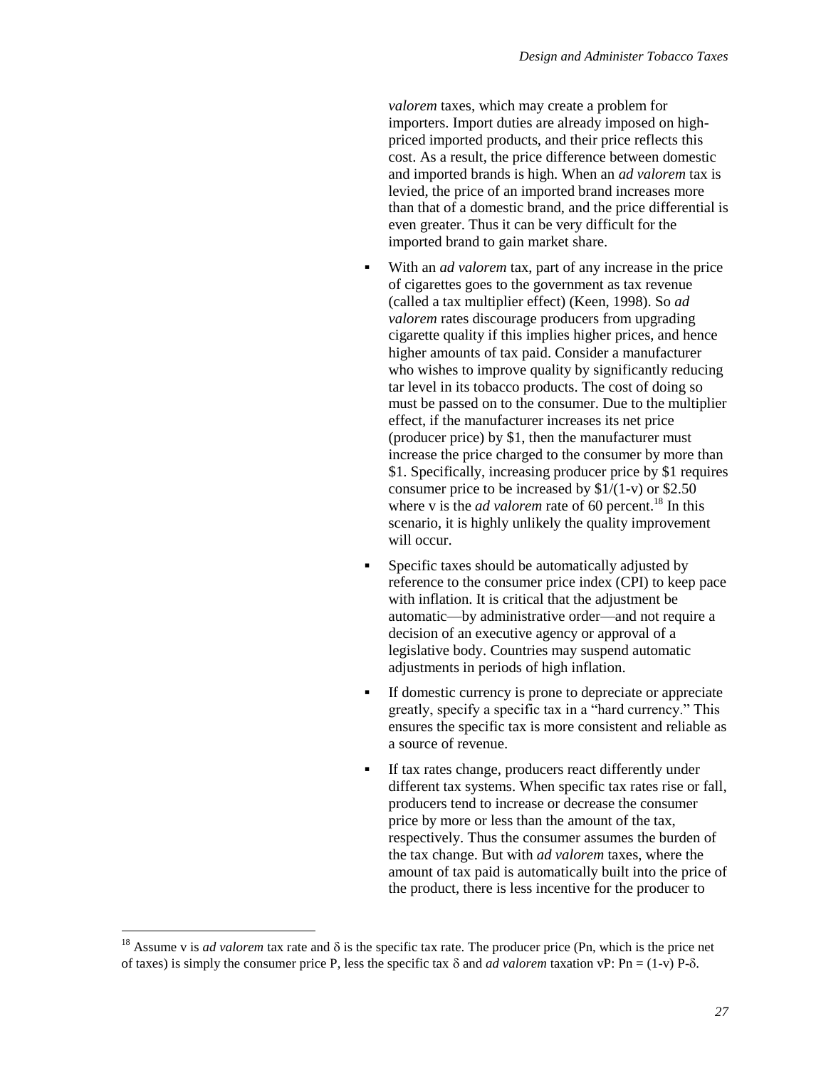*valorem* taxes, which may create a problem for importers. Import duties are already imposed on high-priced imported products, and their price reflects this cost. As a result, the price difference between domestic and imported brands is high. When an *ad valorem* tax is levied, the price of an imported brand increases more than that of a domestic brand, and the price differential is even greater. Thus it can be very difficult for the imported brand to gain market share.

- With an *ad valorem* tax, part of any increase in the price of cigarettes goes to the government as tax revenue (called a tax multiplier effect) (Keen, 1998). So *ad valorem* rates discourage producers from upgrading cigarette quality if this implies higher prices, and hence higher amounts of tax paid. Consider a manufacturer who wishes to improve quality by significantly reducing tar level in its tobacco products. The cost of doing so must be passed on to the consumer. Due to the multiplier effect, if the manufacturer increases its net price (producer price) by $1, then the manufacturer must increase the price charged to the consumer by more than $1. Specifically, increasing producer price by $1 requires consumer price to be increased by $1/(1-v) or $2.50 where v is the *ad valorem* rate of 60 percent.[18] In this scenario, it is highly unlikely the quality improvement will occur.
- Specific taxes should be automatically adjusted by reference to the consumer price index (CPI) to keep pace with inflation. It is critical that the adjustment be automatic—by administrative order—and not require a decision of an executive agency or approval of a legislative body. Countries may suspend automatic adjustments in periods of high inflation.
- If domestic currency is prone to depreciate or appreciate greatly, specify a specific tax in a "hard currency." This ensures the specific tax is more consistent and reliable as a source of revenue.
- If tax rates change, producers react differently under different tax systems. When specific tax rates rise or fall, producers tend to increase or decrease the consumer price by more or less than the amount of the tax, respectively. Thus the consumer assumes the burden of the tax change. But with *ad valorem* taxes, where the amount of tax paid is automatically built into the price of the product, there is less incentive for the producer to

---

[18] Assume v is *ad valorem* tax rate and $\delta$ is the specific tax rate. The producer price (Pn, which is the price net of taxes) is simply the consumer price P, less the specific tax $\delta$ and *ad valorem* taxation vP: $Pn = (1-v)\,P-\delta$.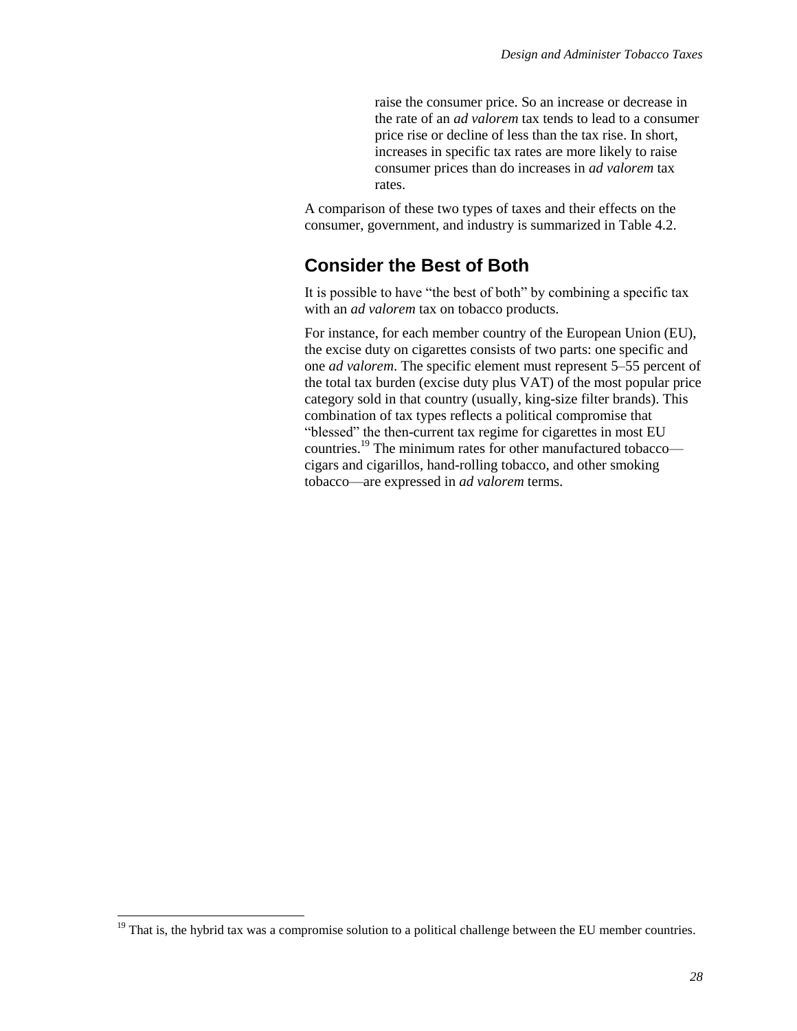raise the consumer price. So an increase or decrease in the rate of an *ad valorem* tax tends to lead to a consumer price rise or decline of less than the tax rise. In short, increases in specific tax rates are more likely to raise consumer prices than do increases in *ad valorem* tax rates.

A comparison of these two types of taxes and their effects on the consumer, government, and industry is summarized in Table 4.2.

## Consider the Best of Both

It is possible to have "the best of both" by combining a specific tax with an *ad valorem* tax on tobacco products.

For instance, for each member country of the European Union (EU), the excise duty on cigarettes consists of two parts: one specific and one *ad valorem*. The specific element must represent 5–55 percent of the total tax burden (excise duty plus VAT) of the most popular price category sold in that country (usually, king-size filter brands). This combination of tax types reflects a political compromise that "blessed" the then-current tax regime for cigarettes in most EU countries.[19] The minimum rates for other manufactured tobacco—cigars and cigarillos, hand-rolling tobacco, and other smoking tobacco—are expressed in *ad valorem* terms.

[19] That is, the hybrid tax was a compromise solution to a political challenge between the EU member countries.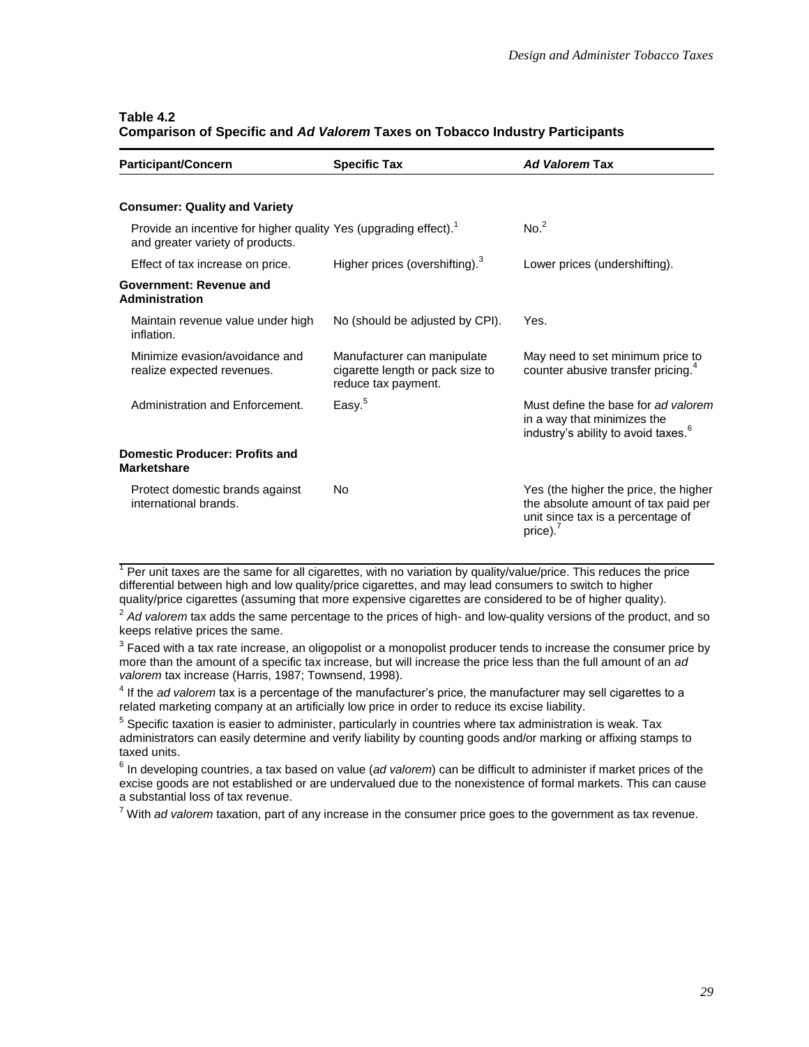**Table 4.2**
**Comparison of Specific and *Ad Valorem* Taxes on Tobacco Industry Participants**

| Participant/Concern | Specific Tax | *Ad Valorem* Tax |
|---|---|---|
| **Consumer: Quality and Variety** | | |
| Provide an incentive for higher quality and greater variety of products. | Yes (upgrading effect).[1] | No.[2] |
| Effect of tax increase on price. | Higher prices (overshifting).[3] | Lower prices (undershifting). |
| **Government: Revenue and Administration** | | |
| Maintain revenue value under high inflation. | No (should be adjusted by CPI). | Yes. |
| Minimize evasion/avoidance and realize expected revenues. | Manufacturer can manipulate cigarette length or pack size to reduce tax payment. | May need to set minimum price to counter abusive transfer pricing.[4] |
| Administration and Enforcement. | Easy.[5] | Must define the base for *ad valorem* in a way that minimizes the industry's ability to avoid taxes.[6] |
| **Domestic Producer: Profits and Marketshare** | | |
| Protect domestic brands against international brands. | No | Yes (the higher the price, the higher the absolute amount of tax paid per unit since tax is a percentage of price).[7] |

[1] Per unit taxes are the same for all cigarettes, with no variation by quality/value/price. This reduces the price differential between high and low quality/price cigarettes, and may lead consumers to switch to higher quality/price cigarettes (assuming that more expensive cigarettes are considered to be of higher quality).

[2] *Ad valorem* tax adds the same percentage to the prices of high- and low-quality versions of the product, and so keeps relative prices the same.

[3] Faced with a tax rate increase, an oligopolist or a monopolist producer tends to increase the consumer price by more than the amount of a specific tax increase, but will increase the price less than the full amount of an *ad valorem* tax increase (Harris, 1987; Townsend, 1998).

[4] If the *ad valorem* tax is a percentage of the manufacturer's price, the manufacturer may sell cigarettes to a related marketing company at an artificially low price in order to reduce its excise liability.

[5] Specific taxation is easier to administer, particularly in countries where tax administration is weak. Tax administrators can easily determine and verify liability by counting goods and/or marking or affixing stamps to taxed units.

[6] In developing countries, a tax based on value (*ad valorem*) can be difficult to administer if market prices of the excise goods are not established or are undervalued due to the nonexistence of formal markets. This can cause a substantial loss of tax revenue.

[7] With *ad valorem* taxation, part of any increase in the consumer price goes to the government as tax revenue.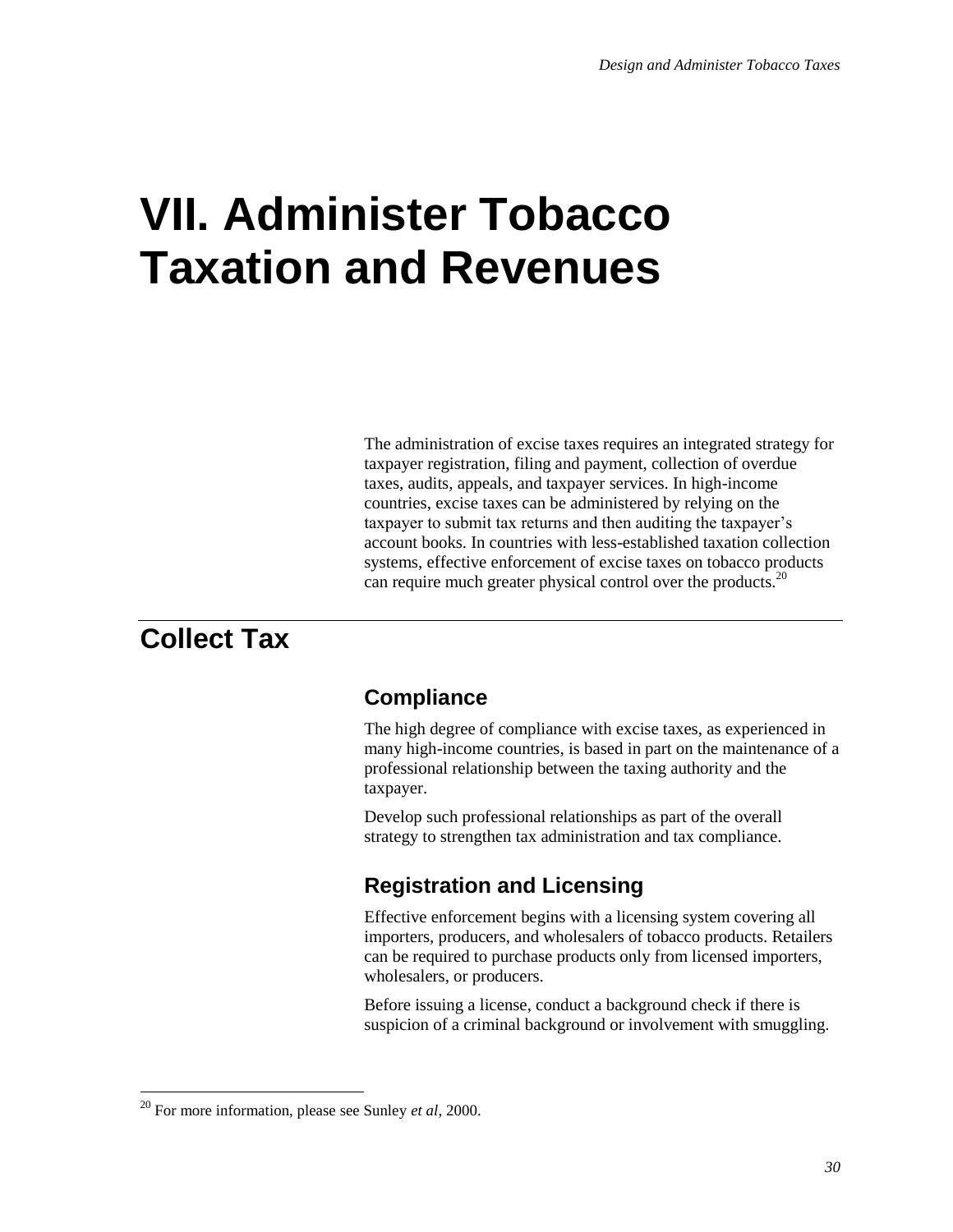# VII. Administer Tobacco Taxation and Revenues

The administration of excise taxes requires an integrated strategy for taxpayer registration, filing and payment, collection of overdue taxes, audits, appeals, and taxpayer services. In high-income countries, excise taxes can be administered by relying on the taxpayer to submit tax returns and then auditing the taxpayer's account books. In countries with less-established taxation collection systems, effective enforcement of excise taxes on tobacco products can require much greater physical control over the products.[20]

## Collect Tax

### Compliance

The high degree of compliance with excise taxes, as experienced in many high-income countries, is based in part on the maintenance of a professional relationship between the taxing authority and the taxpayer.

Develop such professional relationships as part of the overall strategy to strengthen tax administration and tax compliance.

### Registration and Licensing

Effective enforcement begins with a licensing system covering all importers, producers, and wholesalers of tobacco products. Retailers can be required to purchase products only from licensed importers, wholesalers, or producers.

Before issuing a license, conduct a background check if there is suspicion of a criminal background or involvement with smuggling.

[20] For more information, please see Sunley *et al*, 2000.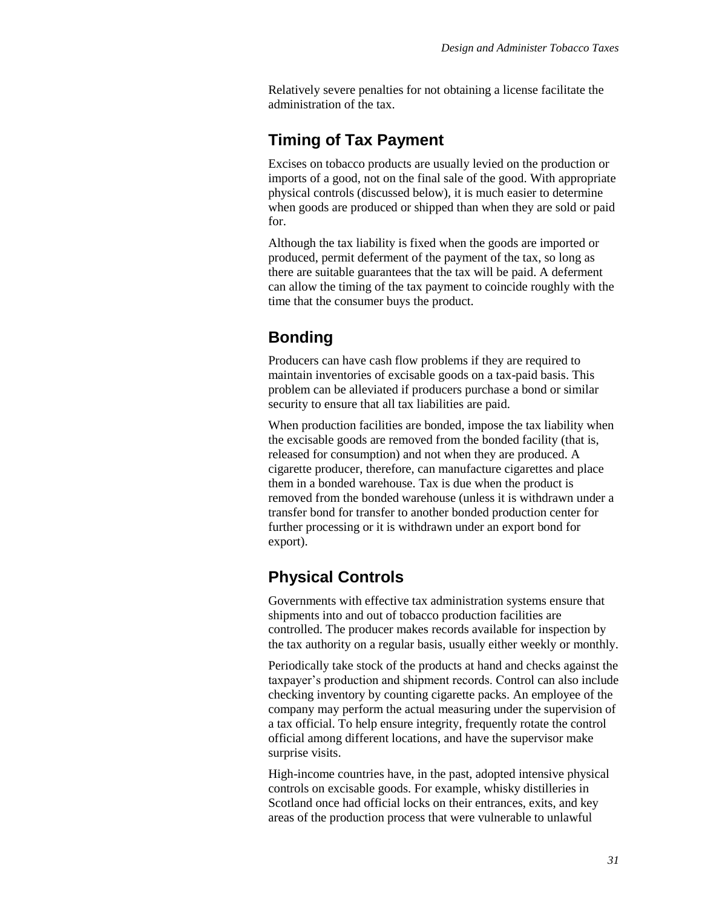Relatively severe penalties for not obtaining a license facilitate the administration of the tax.

## Timing of Tax Payment

Excises on tobacco products are usually levied on the production or imports of a good, not on the final sale of the good. With appropriate physical controls (discussed below), it is much easier to determine when goods are produced or shipped than when they are sold or paid for.

Although the tax liability is fixed when the goods are imported or produced, permit deferment of the payment of the tax, so long as there are suitable guarantees that the tax will be paid. A deferment can allow the timing of the tax payment to coincide roughly with the time that the consumer buys the product.

## Bonding

Producers can have cash flow problems if they are required to maintain inventories of excisable goods on a tax-paid basis. This problem can be alleviated if producers purchase a bond or similar security to ensure that all tax liabilities are paid.

When production facilities are bonded, impose the tax liability when the excisable goods are removed from the bonded facility (that is, released for consumption) and not when they are produced. A cigarette producer, therefore, can manufacture cigarettes and place them in a bonded warehouse. Tax is due when the product is removed from the bonded warehouse (unless it is withdrawn under a transfer bond for transfer to another bonded production center for further processing or it is withdrawn under an export bond for export).

## Physical Controls

Governments with effective tax administration systems ensure that shipments into and out of tobacco production facilities are controlled. The producer makes records available for inspection by the tax authority on a regular basis, usually either weekly or monthly.

Periodically take stock of the products at hand and checks against the taxpayer's production and shipment records. Control can also include checking inventory by counting cigarette packs. An employee of the company may perform the actual measuring under the supervision of a tax official. To help ensure integrity, frequently rotate the control official among different locations, and have the supervisor make surprise visits.

High-income countries have, in the past, adopted intensive physical controls on excisable goods. For example, whisky distilleries in Scotland once had official locks on their entrances, exits, and key areas of the production process that were vulnerable to unlawful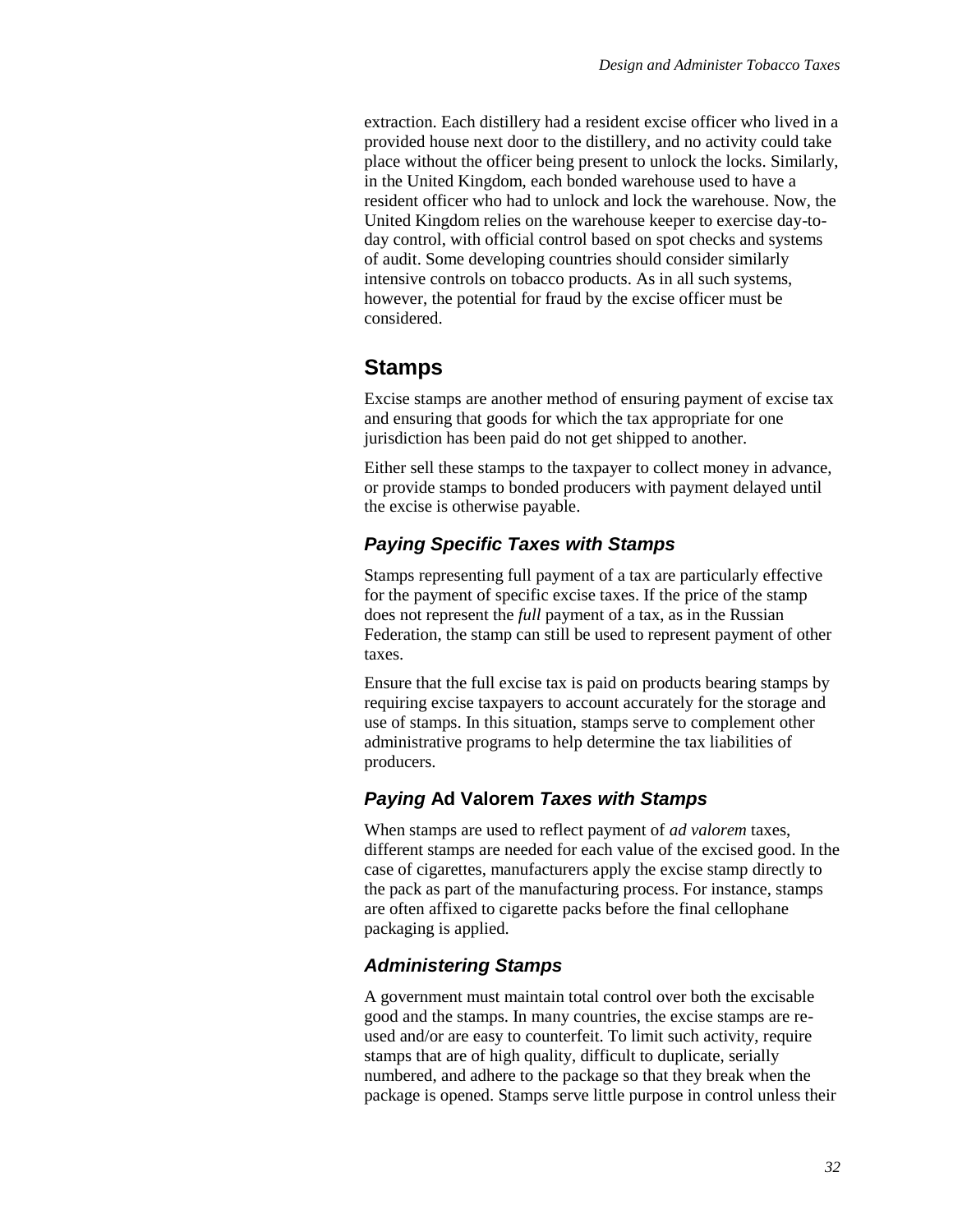extraction. Each distillery had a resident excise officer who lived in a provided house next door to the distillery, and no activity could take place without the officer being present to unlock the locks. Similarly, in the United Kingdom, each bonded warehouse used to have a resident officer who had to unlock and lock the warehouse. Now, the United Kingdom relies on the warehouse keeper to exercise day-to-day control, with official control based on spot checks and systems of audit. Some developing countries should consider similarly intensive controls on tobacco products. As in all such systems, however, the potential for fraud by the excise officer must be considered.

## Stamps

Excise stamps are another method of ensuring payment of excise tax and ensuring that goods for which the tax appropriate for one jurisdiction has been paid do not get shipped to another.

Either sell these stamps to the taxpayer to collect money in advance, or provide stamps to bonded producers with payment delayed until the excise is otherwise payable.

### *Paying Specific Taxes with Stamps*

Stamps representing full payment of a tax are particularly effective for the payment of specific excise taxes. If the price of the stamp does not represent the *full* payment of a tax, as in the Russian Federation, the stamp can still be used to represent payment of other taxes.

Ensure that the full excise tax is paid on products bearing stamps by requiring excise taxpayers to account accurately for the storage and use of stamps. In this situation, stamps serve to complement other administrative programs to help determine the tax liabilities of producers.

### *Paying* Ad Valorem *Taxes with Stamps*

When stamps are used to reflect payment of *ad valorem* taxes, different stamps are needed for each value of the excised good. In the case of cigarettes, manufacturers apply the excise stamp directly to the pack as part of the manufacturing process. For instance, stamps are often affixed to cigarette packs before the final cellophane packaging is applied.

### *Administering Stamps*

A government must maintain total control over both the excisable good and the stamps. In many countries, the excise stamps are re-used and/or are easy to counterfeit. To limit such activity, require stamps that are of high quality, difficult to duplicate, serially numbered, and adhere to the package so that they break when the package is opened. Stamps serve little purpose in control unless their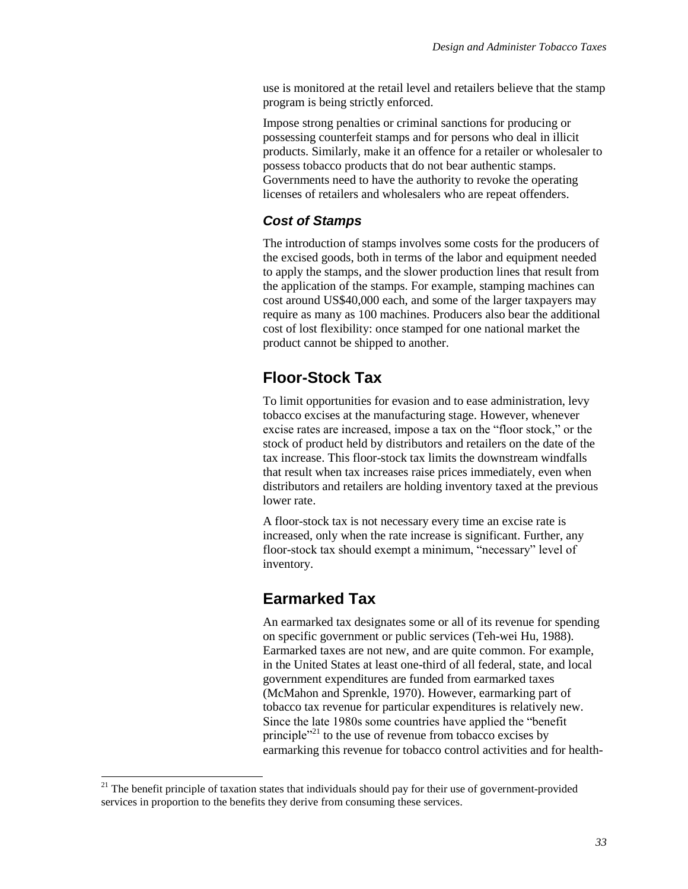use is monitored at the retail level and retailers believe that the stamp program is being strictly enforced.

Impose strong penalties or criminal sanctions for producing or possessing counterfeit stamps and for persons who deal in illicit products. Similarly, make it an offence for a retailer or wholesaler to possess tobacco products that do not bear authentic stamps. Governments need to have the authority to revoke the operating licenses of retailers and wholesalers who are repeat offenders.

### *Cost of Stamps*

The introduction of stamps involves some costs for the producers of the excised goods, both in terms of the labor and equipment needed to apply the stamps, and the slower production lines that result from the application of the stamps. For example, stamping machines can cost around US$40,000 each, and some of the larger taxpayers may require as many as 100 machines. Producers also bear the additional cost of lost flexibility: once stamped for one national market the product cannot be shipped to another.

## Floor-Stock Tax

To limit opportunities for evasion and to ease administration, levy tobacco excises at the manufacturing stage. However, whenever excise rates are increased, impose a tax on the "floor stock," or the stock of product held by distributors and retailers on the date of the tax increase. This floor-stock tax limits the downstream windfalls that result when tax increases raise prices immediately, even when distributors and retailers are holding inventory taxed at the previous lower rate.

A floor-stock tax is not necessary every time an excise rate is increased, only when the rate increase is significant. Further, any floor-stock tax should exempt a minimum, "necessary" level of inventory.

## Earmarked Tax

An earmarked tax designates some or all of its revenue for spending on specific government or public services (Teh-wei Hu, 1988). Earmarked taxes are not new, and are quite common. For example, in the United States at least one-third of all federal, state, and local government expenditures are funded from earmarked taxes (McMahon and Sprenkle, 1970). However, earmarking part of tobacco tax revenue for particular expenditures is relatively new. Since the late 1980s some countries have applied the "benefit principle"[21] to the use of revenue from tobacco excises by earmarking this revenue for tobacco control activities and for health-

[21] The benefit principle of taxation states that individuals should pay for their use of government-provided services in proportion to the benefits they derive from consuming these services.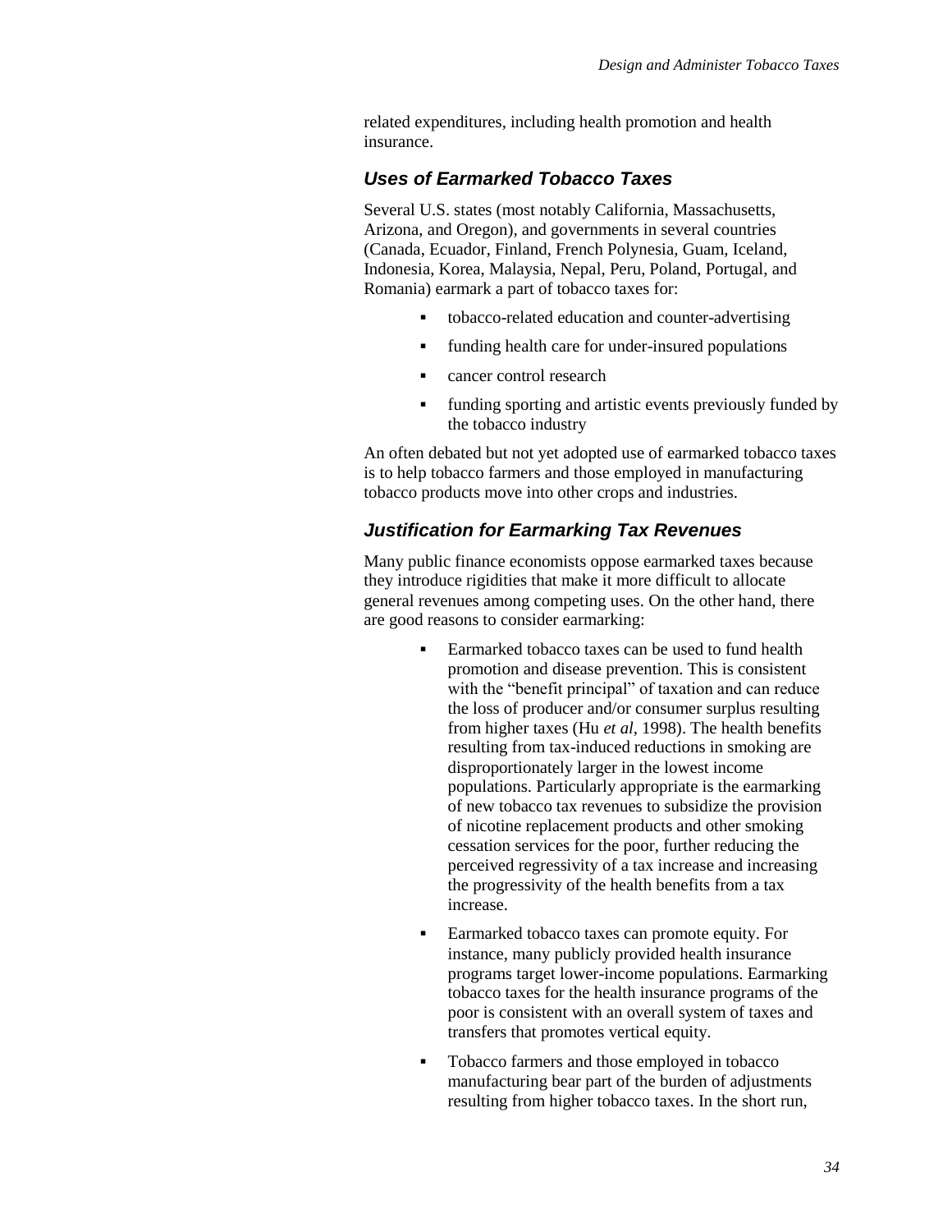related expenditures, including health promotion and health insurance.

### Uses of Earmarked Tobacco Taxes

Several U.S. states (most notably California, Massachusetts, Arizona, and Oregon), and governments in several countries (Canada, Ecuador, Finland, French Polynesia, Guam, Iceland, Indonesia, Korea, Malaysia, Nepal, Peru, Poland, Portugal, and Romania) earmark a part of tobacco taxes for:

- tobacco-related education and counter-advertising
- funding health care for under-insured populations
- cancer control research
- funding sporting and artistic events previously funded by the tobacco industry

An often debated but not yet adopted use of earmarked tobacco taxes is to help tobacco farmers and those employed in manufacturing tobacco products move into other crops and industries.

### Justification for Earmarking Tax Revenues

Many public finance economists oppose earmarked taxes because they introduce rigidities that make it more difficult to allocate general revenues among competing uses. On the other hand, there are good reasons to consider earmarking:

- Earmarked tobacco taxes can be used to fund health promotion and disease prevention. This is consistent with the "benefit principal" of taxation and can reduce the loss of producer and/or consumer surplus resulting from higher taxes (Hu *et al*, 1998). The health benefits resulting from tax-induced reductions in smoking are disproportionately larger in the lowest income populations. Particularly appropriate is the earmarking of new tobacco tax revenues to subsidize the provision of nicotine replacement products and other smoking cessation services for the poor, further reducing the perceived regressivity of a tax increase and increasing the progressivity of the health benefits from a tax increase.
- Earmarked tobacco taxes can promote equity. For instance, many publicly provided health insurance programs target lower-income populations. Earmarking tobacco taxes for the health insurance programs of the poor is consistent with an overall system of taxes and transfers that promotes vertical equity.
- Tobacco farmers and those employed in tobacco manufacturing bear part of the burden of adjustments resulting from higher tobacco taxes. In the short run,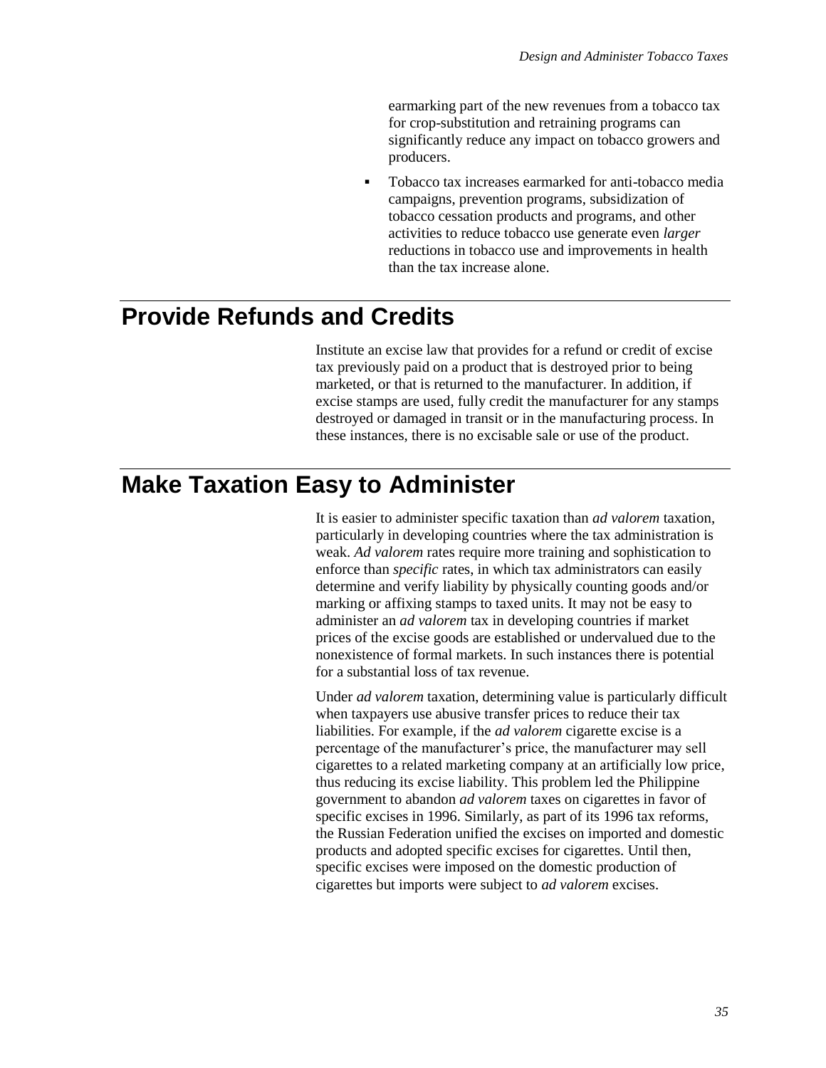earmarking part of the new revenues from a tobacco tax for crop-substitution and retraining programs can significantly reduce any impact on tobacco growers and producers.

- Tobacco tax increases earmarked for anti-tobacco media campaigns, prevention programs, subsidization of tobacco cessation products and programs, and other activities to reduce tobacco use generate even *larger* reductions in tobacco use and improvements in health than the tax increase alone.

## Provide Refunds and Credits

Institute an excise law that provides for a refund or credit of excise tax previously paid on a product that is destroyed prior to being marketed, or that is returned to the manufacturer. In addition, if excise stamps are used, fully credit the manufacturer for any stamps destroyed or damaged in transit or in the manufacturing process. In these instances, there is no excisable sale or use of the product.

## Make Taxation Easy to Administer

It is easier to administer specific taxation than *ad valorem* taxation, particularly in developing countries where the tax administration is weak. *Ad valorem* rates require more training and sophistication to enforce than *specific* rates, in which tax administrators can easily determine and verify liability by physically counting goods and/or marking or affixing stamps to taxed units. It may not be easy to administer an *ad valorem* tax in developing countries if market prices of the excise goods are established or undervalued due to the nonexistence of formal markets. In such instances there is potential for a substantial loss of tax revenue.

Under *ad valorem* taxation, determining value is particularly difficult when taxpayers use abusive transfer prices to reduce their tax liabilities. For example, if the *ad valorem* cigarette excise is a percentage of the manufacturer's price, the manufacturer may sell cigarettes to a related marketing company at an artificially low price, thus reducing its excise liability. This problem led the Philippine government to abandon *ad valorem* taxes on cigarettes in favor of specific excises in 1996. Similarly, as part of its 1996 tax reforms, the Russian Federation unified the excises on imported and domestic products and adopted specific excises for cigarettes. Until then, specific excises were imposed on the domestic production of cigarettes but imports were subject to *ad valorem* excises.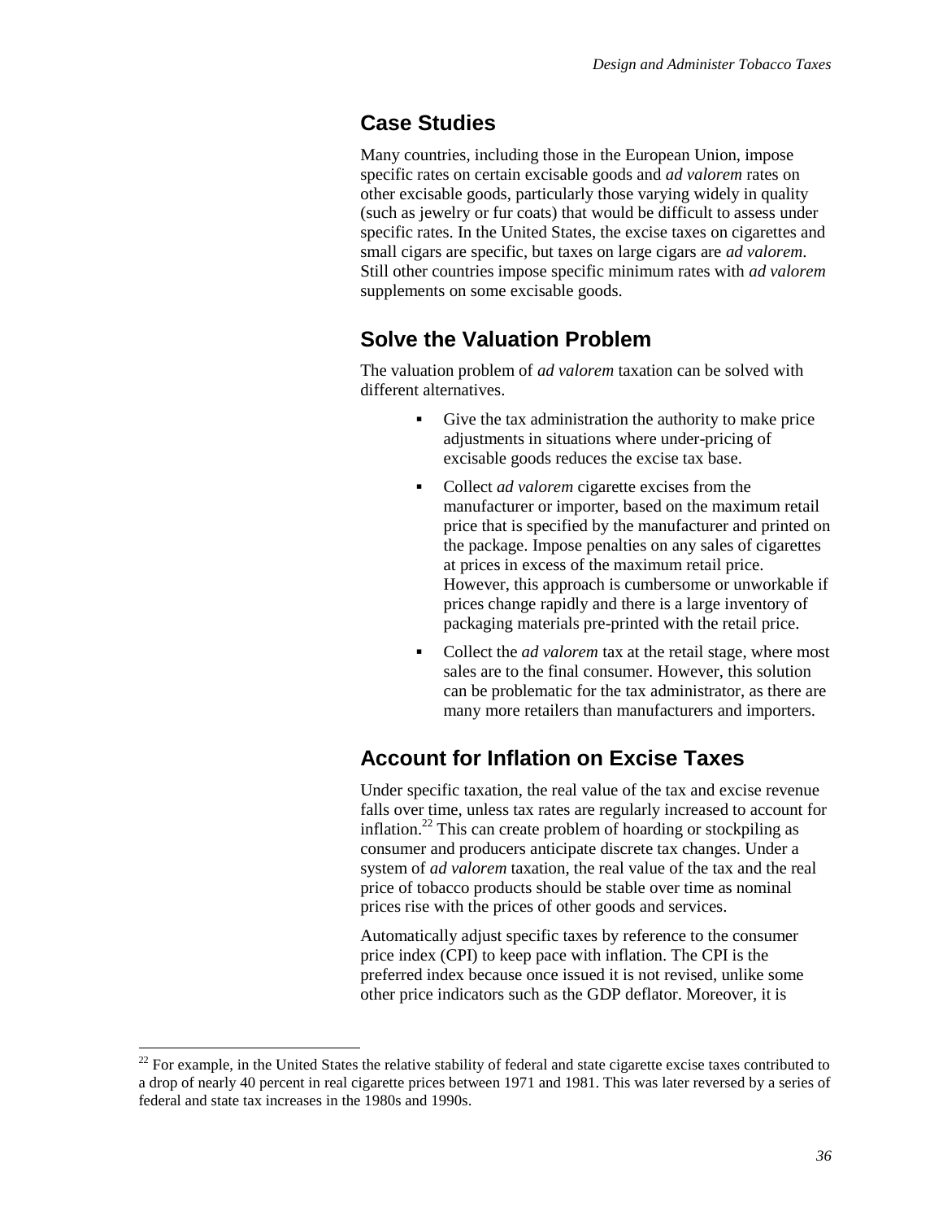## Case Studies

Many countries, including those in the European Union, impose specific rates on certain excisable goods and *ad valorem* rates on other excisable goods, particularly those varying widely in quality (such as jewelry or fur coats) that would be difficult to assess under specific rates. In the United States, the excise taxes on cigarettes and small cigars are specific, but taxes on large cigars are *ad valorem*. Still other countries impose specific minimum rates with *ad valorem* supplements on some excisable goods.

## Solve the Valuation Problem

The valuation problem of *ad valorem* taxation can be solved with different alternatives.

- Give the tax administration the authority to make price adjustments in situations where under-pricing of excisable goods reduces the excise tax base.
- Collect *ad valorem* cigarette excises from the manufacturer or importer, based on the maximum retail price that is specified by the manufacturer and printed on the package. Impose penalties on any sales of cigarettes at prices in excess of the maximum retail price. However, this approach is cumbersome or unworkable if prices change rapidly and there is a large inventory of packaging materials pre-printed with the retail price.
- Collect the *ad valorem* tax at the retail stage, where most sales are to the final consumer. However, this solution can be problematic for the tax administrator, as there are many more retailers than manufacturers and importers.

## Account for Inflation on Excise Taxes

Under specific taxation, the real value of the tax and excise revenue falls over time, unless tax rates are regularly increased to account for inflation.[22] This can create problem of hoarding or stockpiling as consumer and producers anticipate discrete tax changes. Under a system of *ad valorem* taxation, the real value of the tax and the real price of tobacco products should be stable over time as nominal prices rise with the prices of other goods and services.

Automatically adjust specific taxes by reference to the consumer price index (CPI) to keep pace with inflation. The CPI is the preferred index because once issued it is not revised, unlike some other price indicators such as the GDP deflator. Moreover, it is

[22] For example, in the United States the relative stability of federal and state cigarette excise taxes contributed to a drop of nearly 40 percent in real cigarette prices between 1971 and 1981. This was later reversed by a series of federal and state tax increases in the 1980s and 1990s.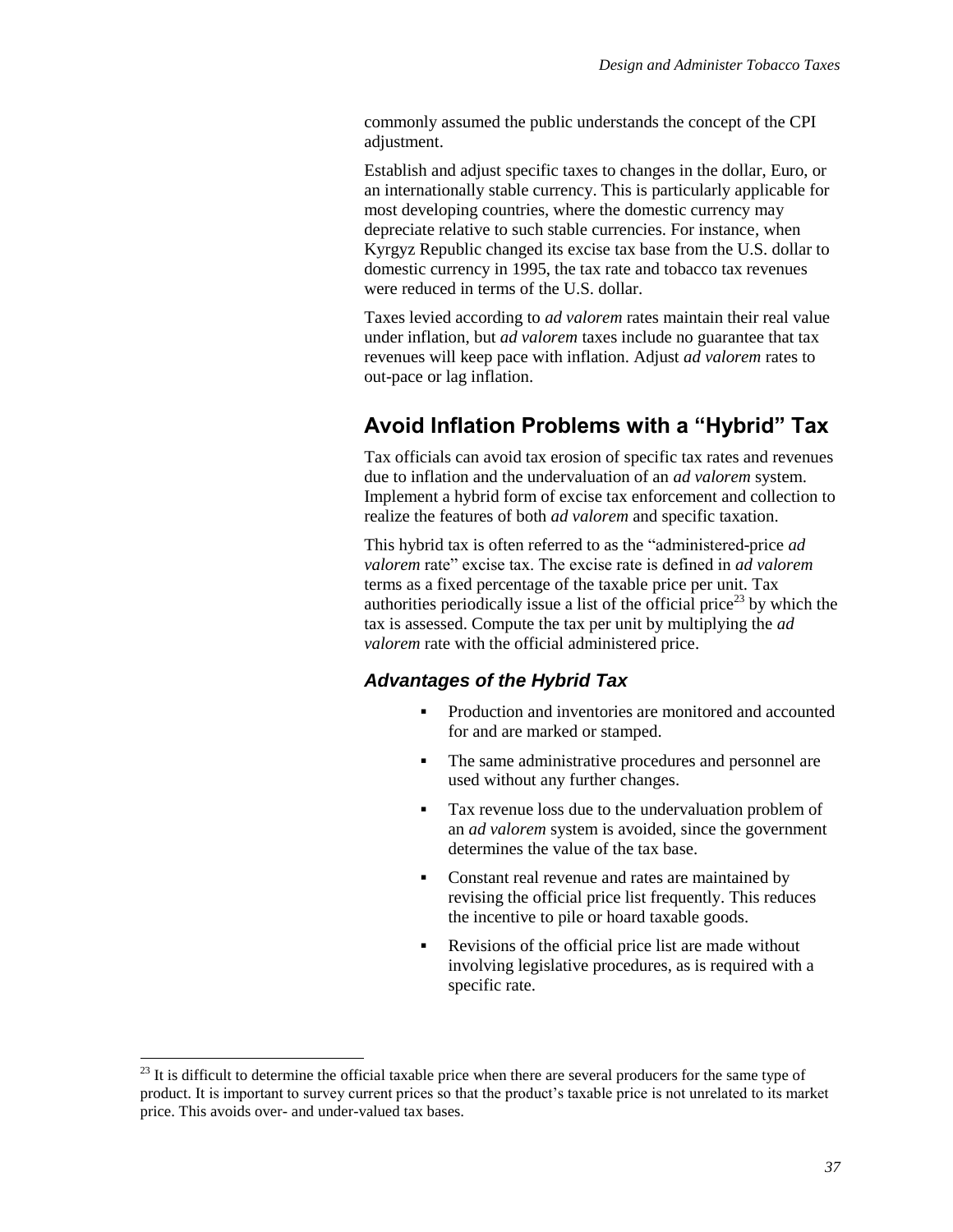commonly assumed the public understands the concept of the CPI adjustment.

Establish and adjust specific taxes to changes in the dollar, Euro, or an internationally stable currency. This is particularly applicable for most developing countries, where the domestic currency may depreciate relative to such stable currencies. For instance, when Kyrgyz Republic changed its excise tax base from the U.S. dollar to domestic currency in 1995, the tax rate and tobacco tax revenues were reduced in terms of the U.S. dollar.

Taxes levied according to *ad valorem* rates maintain their real value under inflation, but *ad valorem* taxes include no guarantee that tax revenues will keep pace with inflation. Adjust *ad valorem* rates to out-pace or lag inflation.

## Avoid Inflation Problems with a "Hybrid" Tax

Tax officials can avoid tax erosion of specific tax rates and revenues due to inflation and the undervaluation of an *ad valorem* system. Implement a hybrid form of excise tax enforcement and collection to realize the features of both *ad valorem* and specific taxation.

This hybrid tax is often referred to as the "administered-price *ad valorem* rate" excise tax. The excise rate is defined in *ad valorem* terms as a fixed percentage of the taxable price per unit. Tax authorities periodically issue a list of the official price[23] by which the tax is assessed. Compute the tax per unit by multiplying the *ad valorem* rate with the official administered price.

### *Advantages of the Hybrid Tax*

- Production and inventories are monitored and accounted for and are marked or stamped.
- The same administrative procedures and personnel are used without any further changes.
- Tax revenue loss due to the undervaluation problem of an *ad valorem* system is avoided, since the government determines the value of the tax base.
- Constant real revenue and rates are maintained by revising the official price list frequently. This reduces the incentive to pile or hoard taxable goods.
- Revisions of the official price list are made without involving legislative procedures, as is required with a specific rate.

[23] It is difficult to determine the official taxable price when there are several producers for the same type of product. It is important to survey current prices so that the product's taxable price is not unrelated to its market price. This avoids over- and under-valued tax bases.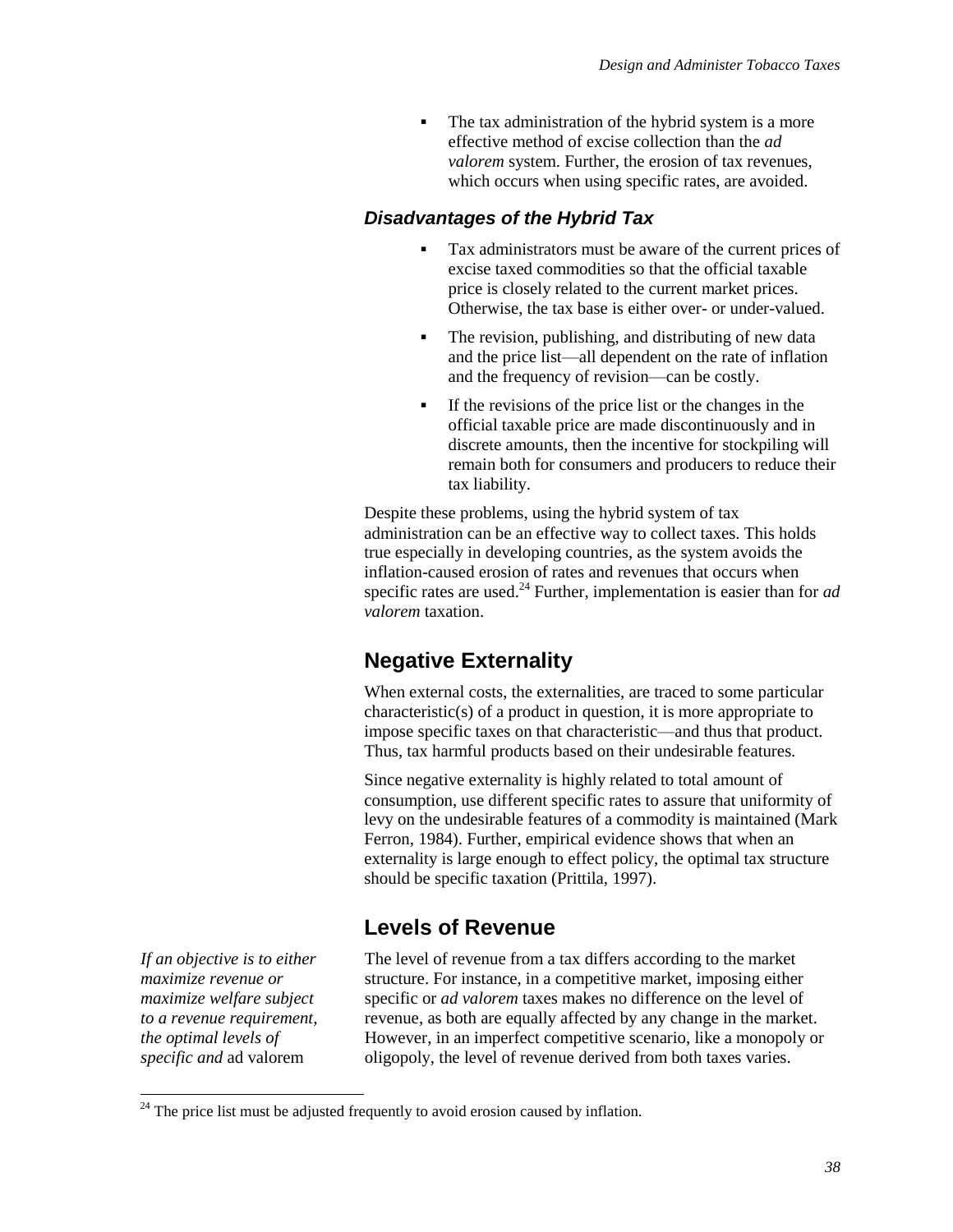- The tax administration of the hybrid system is a more effective method of excise collection than the *ad valorem* system. Further, the erosion of tax revenues, which occurs when using specific rates, are avoided.

### *Disadvantages of the Hybrid Tax*

- Tax administrators must be aware of the current prices of excise taxed commodities so that the official taxable price is closely related to the current market prices. Otherwise, the tax base is either over- or under-valued.
- The revision, publishing, and distributing of new data and the price list—all dependent on the rate of inflation and the frequency of revision—can be costly.
- If the revisions of the price list or the changes in the official taxable price are made discontinuously and in discrete amounts, then the incentive for stockpiling will remain both for consumers and producers to reduce their tax liability.

Despite these problems, using the hybrid system of tax administration can be an effective way to collect taxes. This holds true especially in developing countries, as the system avoids the inflation-caused erosion of rates and revenues that occurs when specific rates are used.[24] Further, implementation is easier than for *ad valorem* taxation.

## Negative Externality

When external costs, the externalities, are traced to some particular characteristic(s) of a product in question, it is more appropriate to impose specific taxes on that characteristic—and thus that product. Thus, tax harmful products based on their undesirable features.

Since negative externality is highly related to total amount of consumption, use different specific rates to assure that uniformity of levy on the undesirable features of a commodity is maintained (Mark Ferron, 1984). Further, empirical evidence shows that when an externality is large enough to effect policy, the optimal tax structure should be specific taxation (Prittila, 1997).

## Levels of Revenue

*If an objective is to either maximize revenue or maximize welfare subject to a revenue requirement, the optimal levels of specific and* ad valorem

The level of revenue from a tax differs according to the market structure. For instance, in a competitive market, imposing either specific or *ad valorem* taxes makes no difference on the level of revenue, as both are equally affected by any change in the market. However, in an imperfect competitive scenario, like a monopoly or oligopoly, the level of revenue derived from both taxes varies.

[24] The price list must be adjusted frequently to avoid erosion caused by inflation.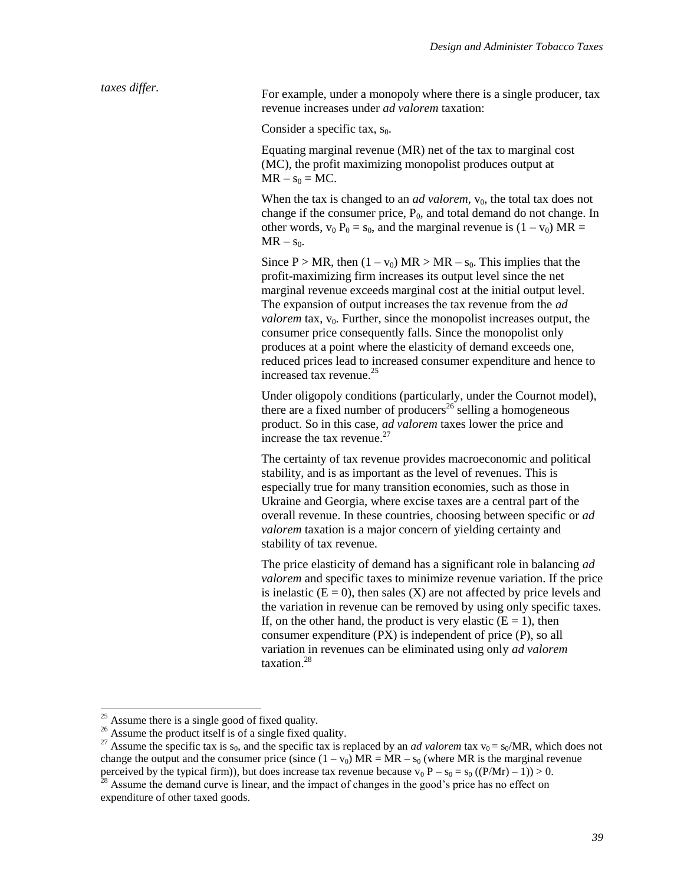*taxes differ.*

For example, under a monopoly where there is a single producer, tax revenue increases under *ad valorem* taxation:

Consider a specific tax, $s_0$.

Equating marginal revenue (MR) net of the tax to marginal cost (MC), the profit maximizing monopolist produces output at $MR – s_0 = MC$.

When the tax is changed to an *ad valorem*, $v_0$, the total tax does not change if the consumer price, $P_0$, and total demand do not change. In other words, $v_0 P_0 = s_0$, and the marginal revenue is $(1 – v_0) MR = MR – s_0$.

Since $P > MR$, then $(1 – v_0) MR > MR – s_0$. This implies that the profit-maximizing firm increases its output level since the net marginal revenue exceeds marginal cost at the initial output level. The expansion of output increases the tax revenue from the *ad valorem* tax, $v_0$. Further, since the monopolist increases output, the consumer price consequently falls. Since the monopolist only produces at a point where the elasticity of demand exceeds one, reduced prices lead to increased consumer expenditure and hence to increased tax revenue.[25]

Under oligopoly conditions (particularly, under the Cournot model), there are a fixed number of producers[26] selling a homogeneous product. So in this case, *ad valorem* taxes lower the price and increase the tax revenue.[27]

The certainty of tax revenue provides macroeconomic and political stability, and is as important as the level of revenues. This is especially true for many transition economies, such as those in Ukraine and Georgia, where excise taxes are a central part of the overall revenue. In these countries, choosing between specific or *ad valorem* taxation is a major concern of yielding certainty and stability of tax revenue.

The price elasticity of demand has a significant role in balancing *ad valorem* and specific taxes to minimize revenue variation. If the price is inelastic ($E = 0$), then sales (X) are not affected by price levels and the variation in revenue can be removed by using only specific taxes. If, on the other hand, the product is very elastic ($E = 1$), then consumer expenditure (PX) is independent of price (P), so all variation in revenues can be eliminated using only *ad valorem* taxation.[28]

---

[25] Assume there is a single good of fixed quality.

[26] Assume the product itself is of a single fixed quality.

[27] Assume the specific tax is $s_0$, and the specific tax is replaced by an *ad valorem* tax $v_0 = s_0/MR$, which does not change the output and the consumer price (since $(1 – v_0) MR = MR – s_0$ (where MR is the marginal revenue perceived by the typical firm)), but does increase tax revenue because $v_0 P – s_0 = s_0 ((P/Mr) – 1)) > 0$.

[28] Assume the demand curve is linear, and the impact of changes in the good's price has no effect on expenditure of other taxed goods.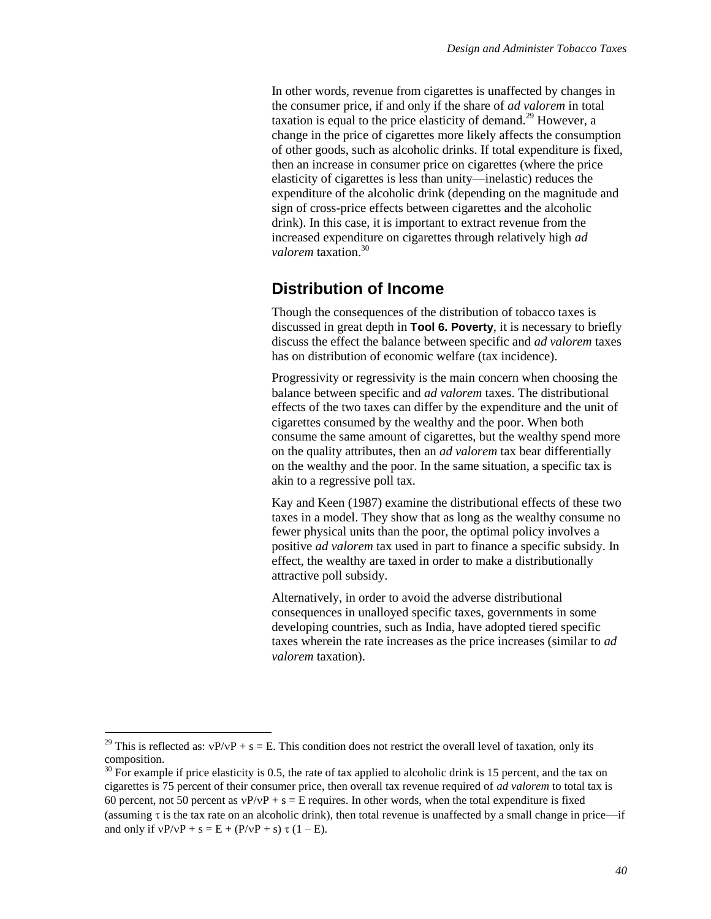In other words, revenue from cigarettes is unaffected by changes in the consumer price, if and only if the share of *ad valorem* in total taxation is equal to the price elasticity of demand.[29] However, a change in the price of cigarettes more likely affects the consumption of other goods, such as alcoholic drinks. If total expenditure is fixed, then an increase in consumer price on cigarettes (where the price elasticity of cigarettes is less than unity—inelastic) reduces the expenditure of the alcoholic drink (depending on the magnitude and sign of cross-price effects between cigarettes and the alcoholic drink). In this case, it is important to extract revenue from the increased expenditure on cigarettes through relatively high *ad valorem* taxation.[30]

## Distribution of Income

Though the consequences of the distribution of tobacco taxes is discussed in great depth in **Tool 6. Poverty**, it is necessary to briefly discuss the effect the balance between specific and *ad valorem* taxes has on distribution of economic welfare (tax incidence).

Progressivity or regressivity is the main concern when choosing the balance between specific and *ad valorem* taxes. The distributional effects of the two taxes can differ by the expenditure and the unit of cigarettes consumed by the wealthy and the poor. When both consume the same amount of cigarettes, but the wealthy spend more on the quality attributes, then an *ad valorem* tax bear differentially on the wealthy and the poor. In the same situation, a specific tax is akin to a regressive poll tax.

Kay and Keen (1987) examine the distributional effects of these two taxes in a model. They show that as long as the wealthy consume no fewer physical units than the poor, the optimal policy involves a positive *ad valorem* tax used in part to finance a specific subsidy. In effect, the wealthy are taxed in order to make a distributionally attractive poll subsidy.

Alternatively, in order to avoid the adverse distributional consequences in unalloyed specific taxes, governments in some developing countries, such as India, have adopted tiered specific taxes wherein the rate increases as the price increases (similar to *ad valorem* taxation).

---

[29] This is reflected as: $\nu P/\nu P + s = E$. This condition does not restrict the overall level of taxation, only its composition.

[30] For example if price elasticity is 0.5, the rate of tax applied to alcoholic drink is 15 percent, and the tax on cigarettes is 75 percent of their consumer price, then overall tax revenue required of *ad valorem* to total tax is 60 percent, not 50 percent as $\nu P/\nu P + s = E$ requires. In other words, when the total expenditure is fixed (assuming $\tau$ is the tax rate on an alcoholic drink), then total revenue is unaffected by a small change in price—if and only if $\nu P/\nu P + s = E + (P/\nu P + s)\ \tau\ (1 - E)$.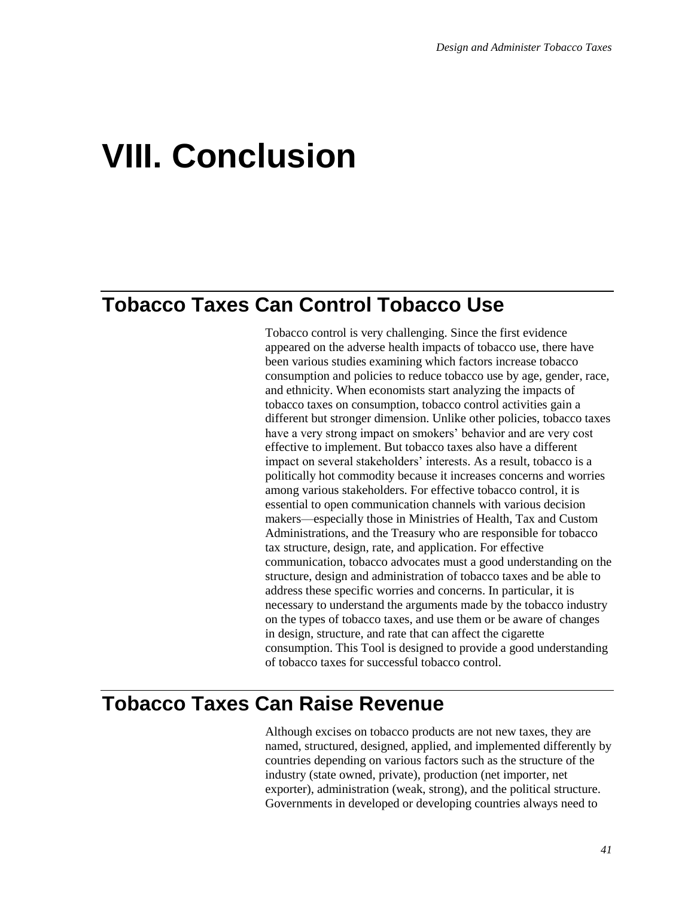# VIII. Conclusion

## Tobacco Taxes Can Control Tobacco Use

Tobacco control is very challenging. Since the first evidence appeared on the adverse health impacts of tobacco use, there have been various studies examining which factors increase tobacco consumption and policies to reduce tobacco use by age, gender, race, and ethnicity. When economists start analyzing the impacts of tobacco taxes on consumption, tobacco control activities gain a different but stronger dimension. Unlike other policies, tobacco taxes have a very strong impact on smokers' behavior and are very cost effective to implement. But tobacco taxes also have a different impact on several stakeholders' interests. As a result, tobacco is a politically hot commodity because it increases concerns and worries among various stakeholders. For effective tobacco control, it is essential to open communication channels with various decision makers—especially those in Ministries of Health, Tax and Custom Administrations, and the Treasury who are responsible for tobacco tax structure, design, rate, and application. For effective communication, tobacco advocates must a good understanding on the structure, design and administration of tobacco taxes and be able to address these specific worries and concerns. In particular, it is necessary to understand the arguments made by the tobacco industry on the types of tobacco taxes, and use them or be aware of changes in design, structure, and rate that can affect the cigarette consumption. This Tool is designed to provide a good understanding of tobacco taxes for successful tobacco control.

## Tobacco Taxes Can Raise Revenue

Although excises on tobacco products are not new taxes, they are named, structured, designed, applied, and implemented differently by countries depending on various factors such as the structure of the industry (state owned, private), production (net importer, net exporter), administration (weak, strong), and the political structure. Governments in developed or developing countries always need to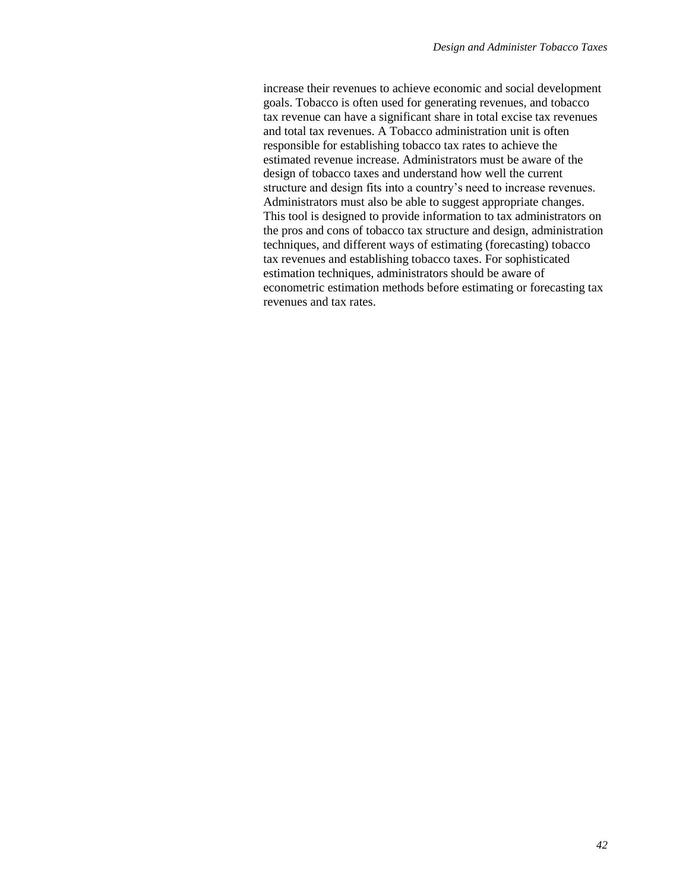increase their revenues to achieve economic and social development goals. Tobacco is often used for generating revenues, and tobacco tax revenue can have a significant share in total excise tax revenues and total tax revenues. A Tobacco administration unit is often responsible for establishing tobacco tax rates to achieve the estimated revenue increase. Administrators must be aware of the design of tobacco taxes and understand how well the current structure and design fits into a country's need to increase revenues. Administrators must also be able to suggest appropriate changes. This tool is designed to provide information to tax administrators on the pros and cons of tobacco tax structure and design, administration techniques, and different ways of estimating (forecasting) tobacco tax revenues and establishing tobacco taxes. For sophisticated estimation techniques, administrators should be aware of econometric estimation methods before estimating or forecasting tax revenues and tax rates.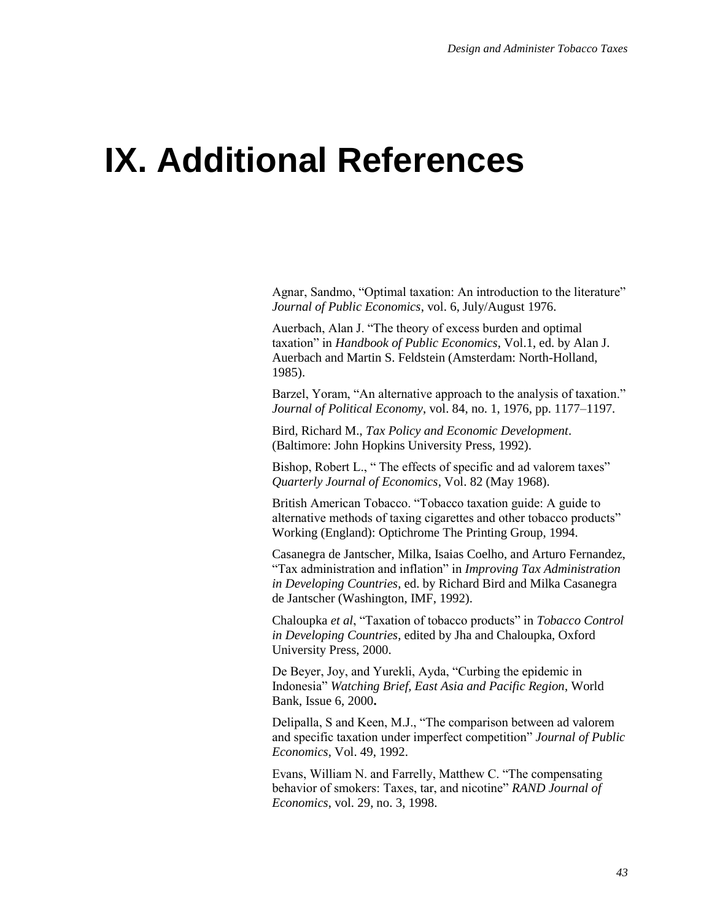# IX. Additional References

Agnar, Sandmo, "Optimal taxation: An introduction to the literature" *Journal of Public Economics*, vol. 6, July/August 1976.

Auerbach, Alan J. "The theory of excess burden and optimal taxation" in *Handbook of Public Economics*, Vol.1, ed. by Alan J. Auerbach and Martin S. Feldstein (Amsterdam: North-Holland, 1985).

Barzel, Yoram, "An alternative approach to the analysis of taxation." *Journal of Political Economy*, vol. 84, no. 1, 1976, pp. 1177–1197.

Bird, Richard M., *Tax Policy and Economic Development*. (Baltimore: John Hopkins University Press, 1992).

Bishop, Robert L., " The effects of specific and ad valorem taxes" *Quarterly Journal of Economics*, Vol. 82 (May 1968).

British American Tobacco. "Tobacco taxation guide: A guide to alternative methods of taxing cigarettes and other tobacco products" Working (England): Optichrome The Printing Group, 1994.

Casanegra de Jantscher, Milka, Isaias Coelho, and Arturo Fernandez, "Tax administration and inflation" in *Improving Tax Administration in Developing Countries*, ed. by Richard Bird and Milka Casanegra de Jantscher (Washington, IMF, 1992).

Chaloupka *et al*, "Taxation of tobacco products" in *Tobacco Control in Developing Countries*, edited by Jha and Chaloupka, Oxford University Press, 2000.

De Beyer, Joy, and Yurekli, Ayda, "Curbing the epidemic in Indonesia" *Watching Brief, East Asia and Pacific Region*, World Bank, Issue 6, 2000**.**

Delipalla, S and Keen, M.J., "The comparison between ad valorem and specific taxation under imperfect competition" *Journal of Public Economics*, Vol. 49, 1992.

Evans, William N. and Farrelly, Matthew C. "The compensating behavior of smokers: Taxes, tar, and nicotine" *RAND Journal of Economics*, vol. 29, no. 3, 1998.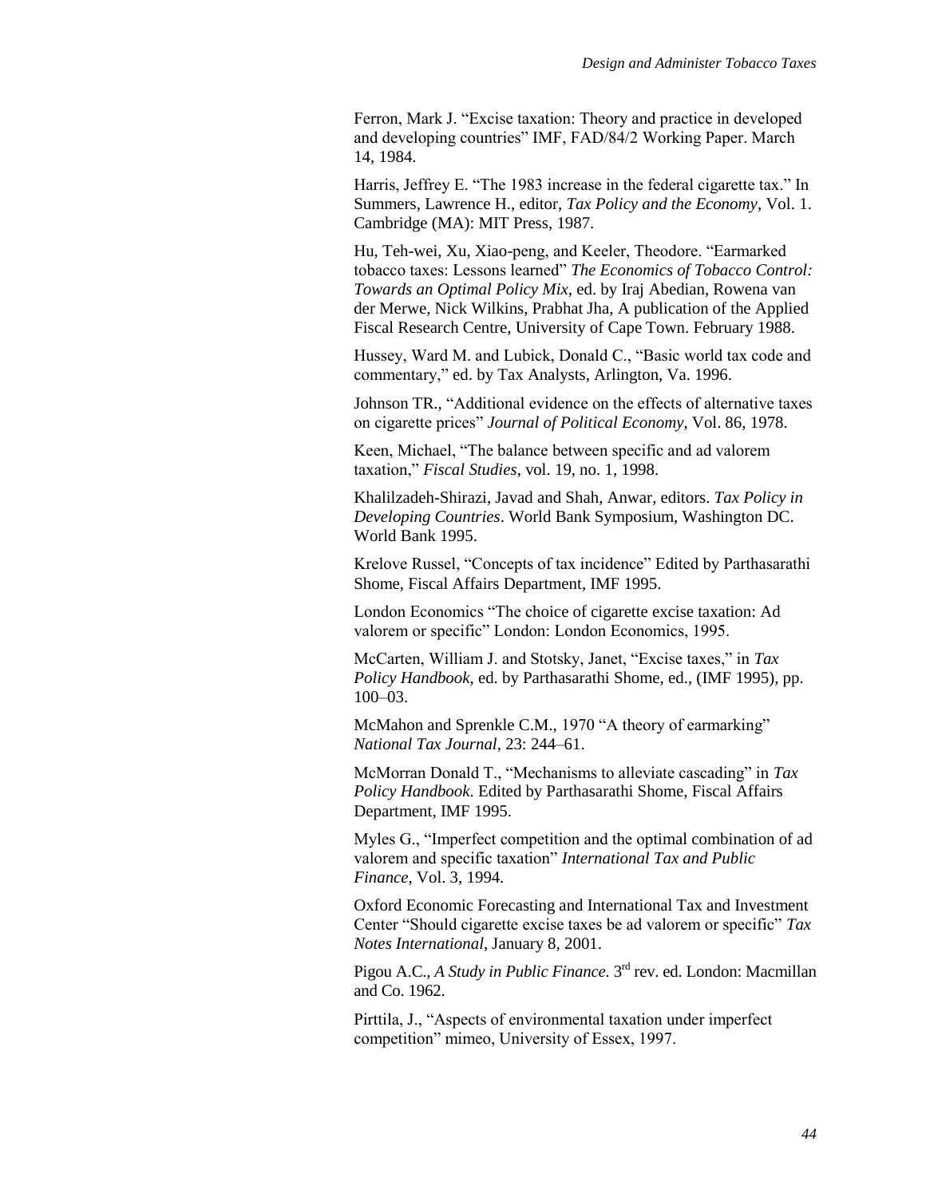Ferron, Mark J. “Excise taxation: Theory and practice in developed and developing countries” IMF, FAD/84/2 Working Paper. March 14, 1984.

Harris, Jeffrey E. “The 1983 increase in the federal cigarette tax.” In Summers, Lawrence H., editor, *Tax Policy and the Economy*, Vol. 1. Cambridge (MA): MIT Press, 1987.

Hu, Teh-wei, Xu, Xiao-peng, and Keeler, Theodore. “Earmarked tobacco taxes: Lessons learned” *The Economics of Tobacco Control: Towards an Optimal Policy Mix*, ed. by Iraj Abedian, Rowena van der Merwe, Nick Wilkins, Prabhat Jha, A publication of the Applied Fiscal Research Centre, University of Cape Town. February 1988.

Hussey, Ward M. and Lubick, Donald C., “Basic world tax code and commentary,” ed. by Tax Analysts, Arlington, Va. 1996.

Johnson TR., “Additional evidence on the effects of alternative taxes on cigarette prices” *Journal of Political Economy*, Vol. 86, 1978.

Keen, Michael, “The balance between specific and ad valorem taxation,” *Fiscal Studies*, vol. 19, no. 1, 1998.

Khalilzadeh-Shirazi, Javad and Shah, Anwar, editors. *Tax Policy in Developing Countries*. World Bank Symposium, Washington DC. World Bank 1995.

Krelove Russel, “Concepts of tax incidence” Edited by Parthasarathi Shome, Fiscal Affairs Department, IMF 1995.

London Economics “The choice of cigarette excise taxation: Ad valorem or specific” London: London Economics, 1995.

McCarten, William J. and Stotsky, Janet, “Excise taxes,” in *Tax Policy Handbook*, ed. by Parthasarathi Shome, ed., (IMF 1995), pp. 100–03.

McMahon and Sprenkle C.M., 1970 “A theory of earmarking” *National Tax Journal*, 23: 244–61.

McMorran Donald T., “Mechanisms to alleviate cascading” in *Tax Policy Handbook*. Edited by Parthasarathi Shome, Fiscal Affairs Department, IMF 1995.

Myles G., “Imperfect competition and the optimal combination of ad valorem and specific taxation” *International Tax and Public Finance*, Vol. 3, 1994.

Oxford Economic Forecasting and International Tax and Investment Center “Should cigarette excise taxes be ad valorem or specific” *Tax Notes International*, January 8, 2001.

Pigou A.C., *A Study in Public Finance.* 3rd rev. ed. London: Macmillan and Co. 1962.

Pirttila, J., “Aspects of environmental taxation under imperfect competition” mimeo, University of Essex, 1997.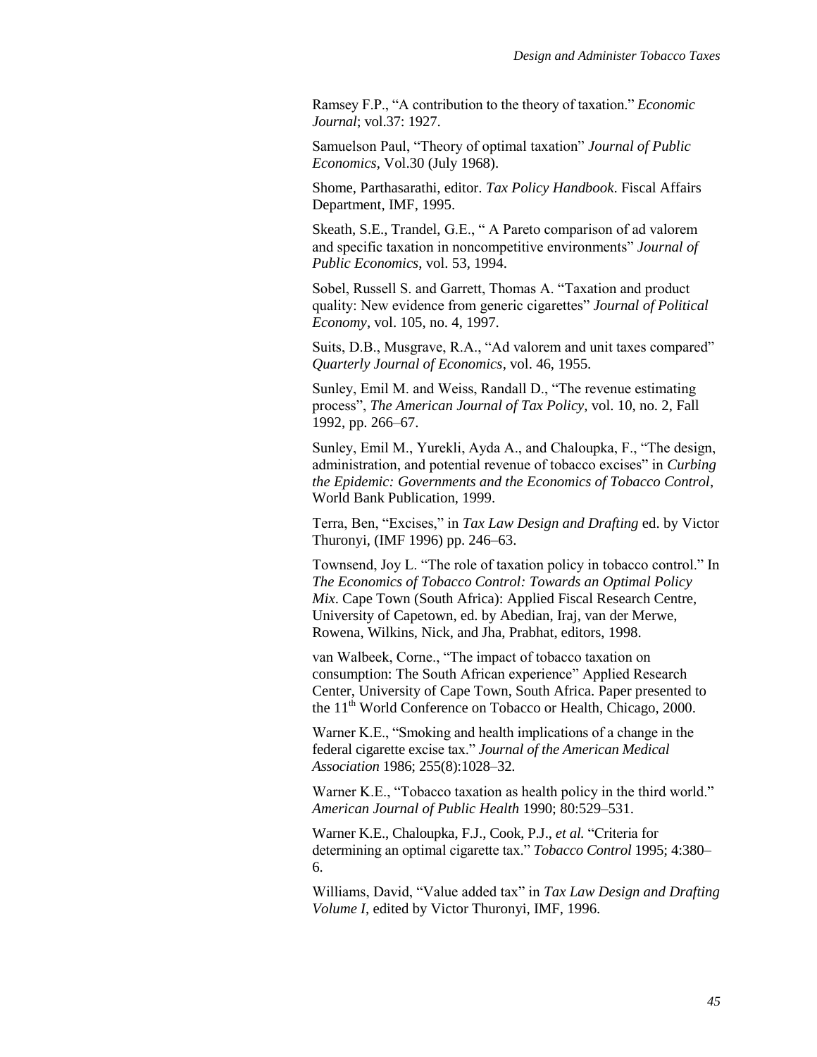Ramsey F.P., "A contribution to the theory of taxation." *Economic Journal*; vol.37: 1927.

Samuelson Paul, "Theory of optimal taxation" *Journal of Public Economics*, Vol.30 (July 1968).

Shome, Parthasarathi, editor. *Tax Policy Handbook*. Fiscal Affairs Department, IMF, 1995.

Skeath, S.E., Trandel, G.E., " A Pareto comparison of ad valorem and specific taxation in noncompetitive environments" *Journal of Public Economics*, vol. 53, 1994.

Sobel, Russell S. and Garrett, Thomas A. "Taxation and product quality: New evidence from generic cigarettes" *Journal of Political Economy*, vol. 105, no. 4, 1997.

Suits, D.B., Musgrave, R.A., "Ad valorem and unit taxes compared" *Quarterly Journal of Economics*, vol. 46, 1955.

Sunley, Emil M. and Weiss, Randall D., "The revenue estimating process", *The American Journal of Tax Policy,* vol. 10, no. 2, Fall 1992, pp. 266–67.

Sunley, Emil M., Yurekli, Ayda A., and Chaloupka, F., "The design, administration, and potential revenue of tobacco excises" in *Curbing the Epidemic: Governments and the Economics of Tobacco Control*, World Bank Publication, 1999.

Terra, Ben, "Excises," in *Tax Law Design and Drafting* ed. by Victor Thuronyi, (IMF 1996) pp. 246–63.

Townsend, Joy L. "The role of taxation policy in tobacco control." In *The Economics of Tobacco Control: Towards an Optimal Policy Mix*. Cape Town (South Africa): Applied Fiscal Research Centre, University of Capetown, ed. by Abedian, Iraj, van der Merwe, Rowena, Wilkins, Nick, and Jha, Prabhat, editors, 1998.

van Walbeek, Corne., "The impact of tobacco taxation on consumption: The South African experience" Applied Research Center, University of Cape Town, South Africa. Paper presented to the 11th World Conference on Tobacco or Health, Chicago, 2000.

Warner K.E., "Smoking and health implications of a change in the federal cigarette excise tax." *Journal of the American Medical Association* 1986; 255(8):1028–32.

Warner K.E., "Tobacco taxation as health policy in the third world." *American Journal of Public Health* 1990; 80:529–531.

Warner K.E., Chaloupka, F.J., Cook, P.J., *et al.* "Criteria for determining an optimal cigarette tax." *Tobacco Control* 1995; 4:380–6.

Williams, David, "Value added tax" in *Tax Law Design and Drafting Volume I*, edited by Victor Thuronyi, IMF, 1996.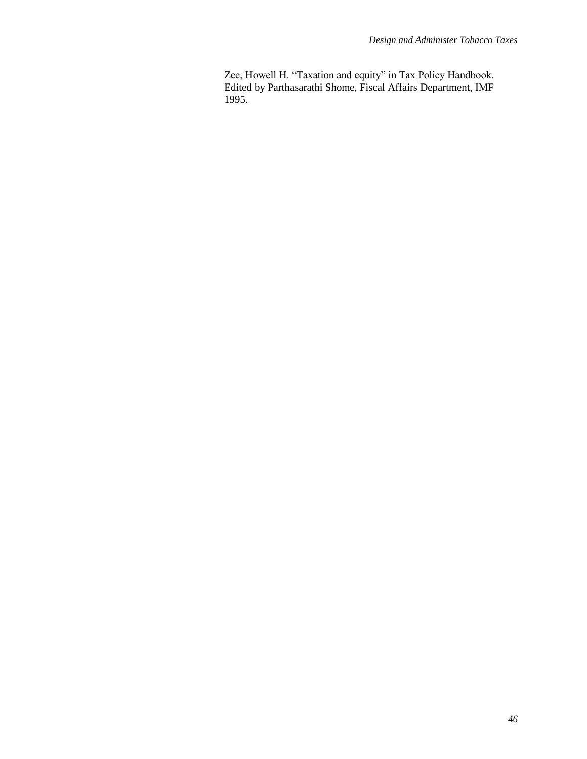Zee, Howell H. "Taxation and equity" in Tax Policy Handbook. Edited by Parthasarathi Shome, Fiscal Affairs Department, IMF 1995.